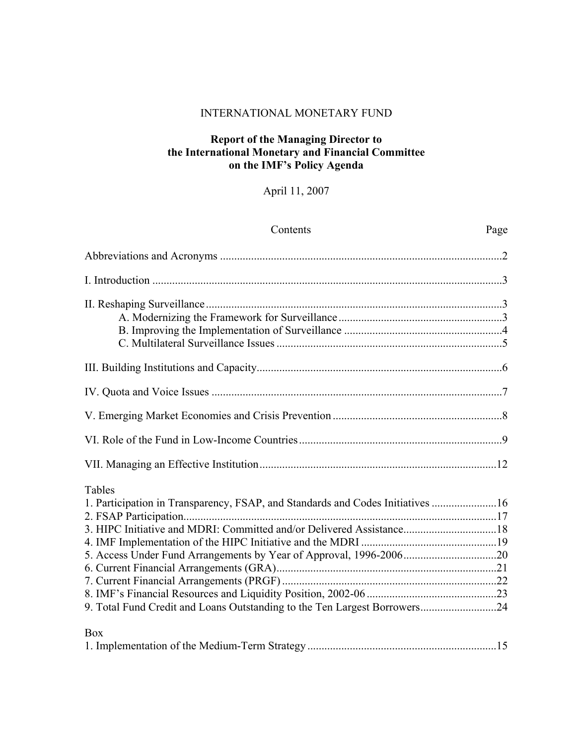INTERNATIONAL MONETARY FUND

# Report of the Managing Director to the International Monetary and Financial Committee on the IMF's Policy Agenda

April 11, 2007

| Contents | Page |
|---|---|
| Abbreviations and Acronyms | 2 |
| I. Introduction | 3 |
| II. Reshaping Surveillance | 3 |
| A. Modernizing the Framework for Surveillance | 3 |
| B. Improving the Implementation of Surveillance | 4 |
| C. Multilateral Surveillance Issues | 5 |
| III. Building Institutions and Capacity | 6 |
| IV. Quota and Voice Issues | 7 |
| V. Emerging Market Economies and Crisis Prevention | 8 |
| VI. Role of the Fund in Low-Income Countries | 9 |
| VII. Managing an Effective Institution | 12 |
| **Tables** | |
| 1. Participation in Transparency, FSAP, and Standards and Codes Initiatives | 16 |
| 2. FSAP Participation | 17 |
| 3. HIPC Initiative and MDRI: Committed and/or Delivered Assistance | 18 |
| 4. IMF Implementation of the HIPC Initiative and the MDRI | 19 |
| 5. Access Under Fund Arrangements by Year of Approval, 1996-2006 | 20 |
| 6. Current Financial Arrangements (GRA) | 21 |
| 7. Current Financial Arrangements (PRGF) | 22 |
| 8. IMF's Financial Resources and Liquidity Position, 2002-06 | 23 |
| 9. Total Fund Credit and Loans Outstanding to the Ten Largest Borrowers | 24 |
| **Box** | |
| 1. Implementation of the Medium-Term Strategy | 15 |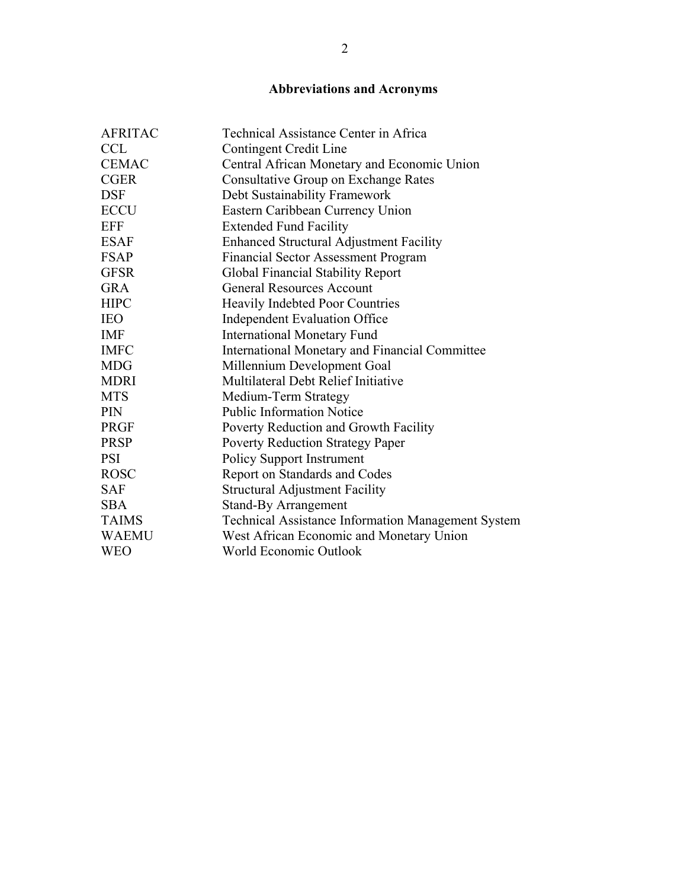## Abbreviations and Acronyms

| | |
|---|---|
| AFRITAC | Technical Assistance Center in Africa |
| CCL | Contingent Credit Line |
| CEMAC | Central African Monetary and Economic Union |
| CGER | Consultative Group on Exchange Rates |
| DSF | Debt Sustainability Framework |
| ECCU | Eastern Caribbean Currency Union |
| EFF | Extended Fund Facility |
| ESAF | Enhanced Structural Adjustment Facility |
| FSAP | Financial Sector Assessment Program |
| GFSR | Global Financial Stability Report |
| GRA | General Resources Account |
| HIPC | Heavily Indebted Poor Countries |
| IEO | Independent Evaluation Office |
| IMF | International Monetary Fund |
| IMFC | International Monetary and Financial Committee |
| MDG | Millennium Development Goal |
| MDRI | Multilateral Debt Relief Initiative |
| MTS | Medium-Term Strategy |
| PIN | Public Information Notice |
| PRGF | Poverty Reduction and Growth Facility |
| PRSP | Poverty Reduction Strategy Paper |
| PSI | Policy Support Instrument |
| ROSC | Report on Standards and Codes |
| SAF | Structural Adjustment Facility |
| SBA | Stand-By Arrangement |
| TAIMS | Technical Assistance Information Management System |
| WAEMU | West African Economic and Monetary Union |
| WEO | World Economic Outlook |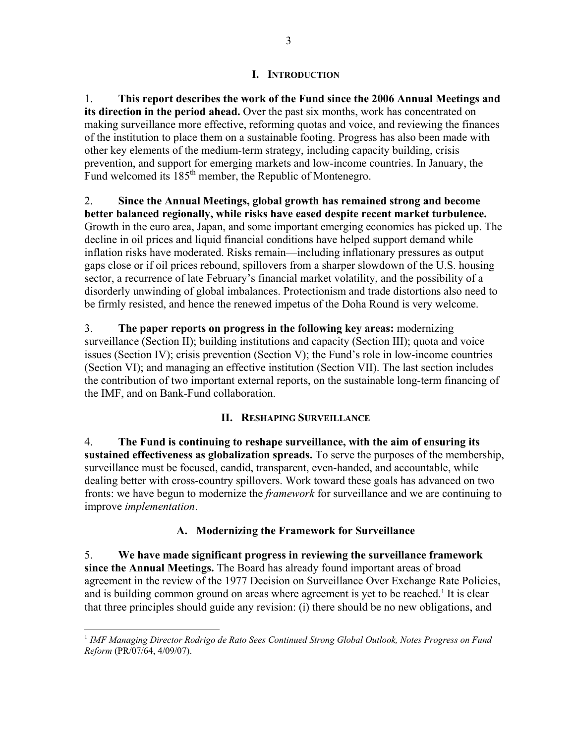# I. Introduction

1. **This report describes the work of the Fund since the 2006 Annual Meetings and its direction in the period ahead.** Over the past six months, work has concentrated on making surveillance more effective, reforming quotas and voice, and reviewing the finances of the institution to place them on a sustainable footing. Progress has also been made with other key elements of the medium-term strategy, including capacity building, crisis prevention, and support for emerging markets and low-income countries. In January, the Fund welcomed its 185th member, the Republic of Montenegro.

2. **Since the Annual Meetings, global growth has remained strong and become better balanced regionally, while risks have eased despite recent market turbulence.** Growth in the euro area, Japan, and some important emerging economies has picked up. The decline in oil prices and liquid financial conditions have helped support demand while inflation risks have moderated. Risks remain—including inflationary pressures as output gaps close or if oil prices rebound, spillovers from a sharper slowdown of the U.S. housing sector, a recurrence of late February's financial market volatility, and the possibility of a disorderly unwinding of global imbalances. Protectionism and trade distortions also need to be firmly resisted, and hence the renewed impetus of the Doha Round is very welcome.

3. **The paper reports on progress in the following key areas:** modernizing surveillance (Section II); building institutions and capacity (Section III); quota and voice issues (Section IV); crisis prevention (Section V); the Fund's role in low-income countries (Section VI); and managing an effective institution (Section VII). The last section includes the contribution of two important external reports, on the sustainable long-term financing of the IMF, and on Bank-Fund collaboration.

# II. Reshaping Surveillance

4. **The Fund is continuing to reshape surveillance, with the aim of ensuring its sustained effectiveness as globalization spreads.** To serve the purposes of the membership, surveillance must be focused, candid, transparent, even-handed, and accountable, while dealing better with cross-country spillovers. Work toward these goals has advanced on two fronts: we have begun to modernize the *framework* for surveillance and we are continuing to improve *implementation*.

## A. Modernizing the Framework for Surveillance

5. **We have made significant progress in reviewing the surveillance framework since the Annual Meetings.** The Board has already found important areas of broad agreement in the review of the 1977 Decision on Surveillance Over Exchange Rate Policies, and is building common ground on areas where agreement is yet to be reached.[1] It is clear that three principles should guide any revision: (i) there should be no new obligations, and

---

[1] *IMF Managing Director Rodrigo de Rato Sees Continued Strong Global Outlook, Notes Progress on Fund Reform* (PR/07/64, 4/09/07).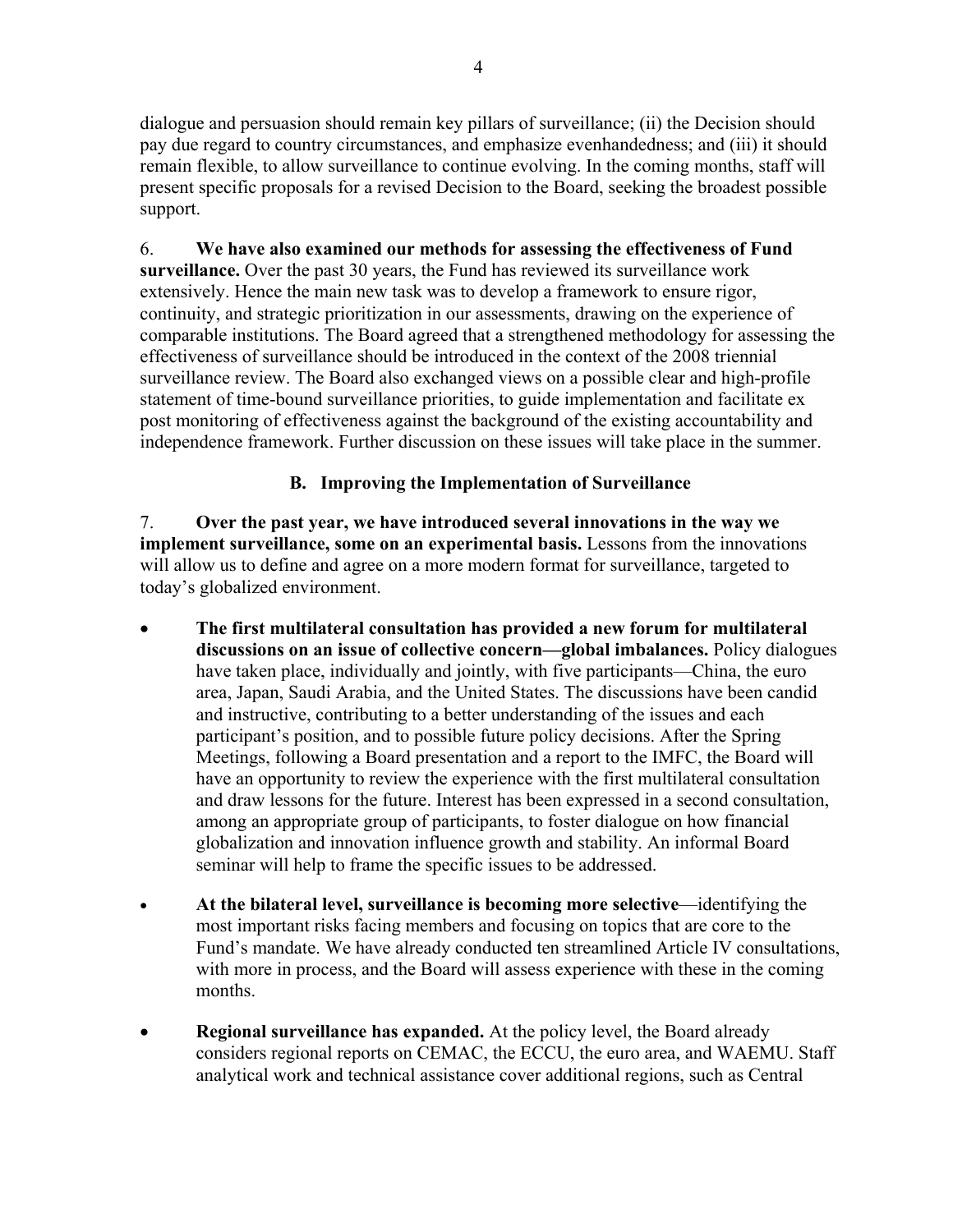dialogue and persuasion should remain key pillars of surveillance; (ii) the Decision should pay due regard to country circumstances, and emphasize evenhandedness; and (iii) it should remain flexible, to allow surveillance to continue evolving. In the coming months, staff will present specific proposals for a revised Decision to the Board, seeking the broadest possible support.

6. **We have also examined our methods for assessing the effectiveness of Fund surveillance.** Over the past 30 years, the Fund has reviewed its surveillance work extensively. Hence the main new task was to develop a framework to ensure rigor, continuity, and strategic prioritization in our assessments, drawing on the experience of comparable institutions. The Board agreed that a strengthened methodology for assessing the effectiveness of surveillance should be introduced in the context of the 2008 triennial surveillance review. The Board also exchanged views on a possible clear and high-profile statement of time-bound surveillance priorities, to guide implementation and facilitate ex post monitoring of effectiveness against the background of the existing accountability and independence framework. Further discussion on these issues will take place in the summer.

### B. Improving the Implementation of Surveillance

7. **Over the past year, we have introduced several innovations in the way we implement surveillance, some on an experimental basis.** Lessons from the innovations will allow us to define and agree on a more modern format for surveillance, targeted to today's globalized environment.

- **The first multilateral consultation has provided a new forum for multilateral discussions on an issue of collective concern—global imbalances.** Policy dialogues have taken place, individually and jointly, with five participants—China, the euro area, Japan, Saudi Arabia, and the United States. The discussions have been candid and instructive, contributing to a better understanding of the issues and each participant's position, and to possible future policy decisions. After the Spring Meetings, following a Board presentation and a report to the IMFC, the Board will have an opportunity to review the experience with the first multilateral consultation and draw lessons for the future. Interest has been expressed in a second consultation, among an appropriate group of participants, to foster dialogue on how financial globalization and innovation influence growth and stability. An informal Board seminar will help to frame the specific issues to be addressed.

- **At the bilateral level, surveillance is becoming more selective**—identifying the most important risks facing members and focusing on topics that are core to the Fund's mandate. We have already conducted ten streamlined Article IV consultations, with more in process, and the Board will assess experience with these in the coming months.

- **Regional surveillance has expanded.** At the policy level, the Board already considers regional reports on CEMAC, the ECCU, the euro area, and WAEMU. Staff analytical work and technical assistance cover additional regions, such as Central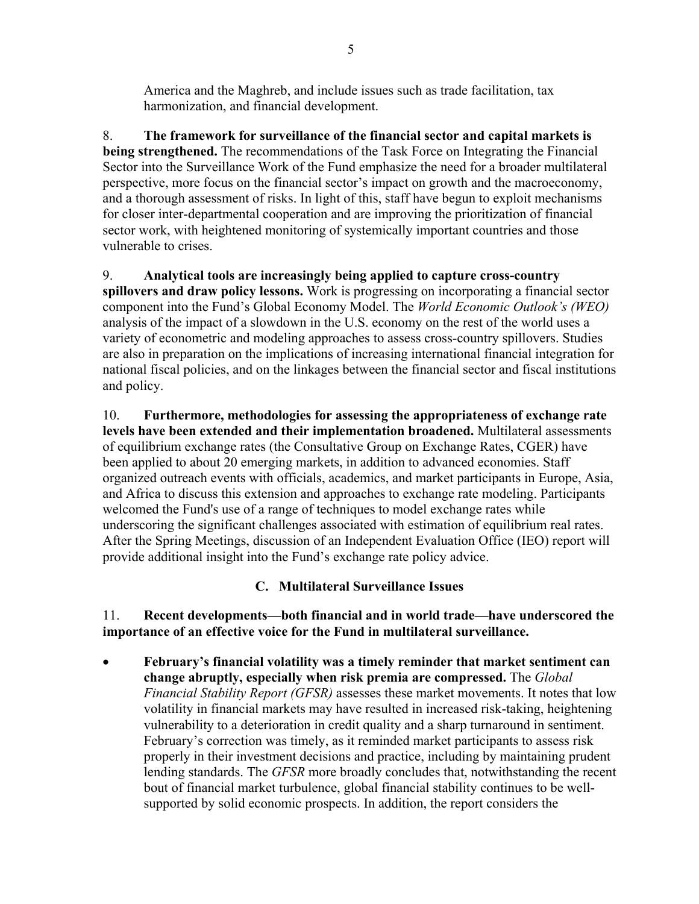America and the Maghreb, and include issues such as trade facilitation, tax harmonization, and financial development.

8. **The framework for surveillance of the financial sector and capital markets is being strengthened.** The recommendations of the Task Force on Integrating the Financial Sector into the Surveillance Work of the Fund emphasize the need for a broader multilateral perspective, more focus on the financial sector's impact on growth and the macroeconomy, and a thorough assessment of risks. In light of this, staff have begun to exploit mechanisms for closer inter-departmental cooperation and are improving the prioritization of financial sector work, with heightened monitoring of systemically important countries and those vulnerable to crises.

9. **Analytical tools are increasingly being applied to capture cross-country spillovers and draw policy lessons.** Work is progressing on incorporating a financial sector component into the Fund's Global Economy Model. The *World Economic Outlook's (WEO)* analysis of the impact of a slowdown in the U.S. economy on the rest of the world uses a variety of econometric and modeling approaches to assess cross-country spillovers. Studies are also in preparation on the implications of increasing international financial integration for national fiscal policies, and on the linkages between the financial sector and fiscal institutions and policy.

10. **Furthermore, methodologies for assessing the appropriateness of exchange rate levels have been extended and their implementation broadened.** Multilateral assessments of equilibrium exchange rates (the Consultative Group on Exchange Rates, CGER) have been applied to about 20 emerging markets, in addition to advanced economies. Staff organized outreach events with officials, academics, and market participants in Europe, Asia, and Africa to discuss this extension and approaches to exchange rate modeling. Participants welcomed the Fund's use of a range of techniques to model exchange rates while underscoring the significant challenges associated with estimation of equilibrium real rates. After the Spring Meetings, discussion of an Independent Evaluation Office (IEO) report will provide additional insight into the Fund's exchange rate policy advice.

### C. Multilateral Surveillance Issues

11. **Recent developments—both financial and in world trade—have underscored the importance of an effective voice for the Fund in multilateral surveillance.**

- **February's financial volatility was a timely reminder that market sentiment can change abruptly, especially when risk premia are compressed.** The *Global Financial Stability Report (GFSR)* assesses these market movements. It notes that low volatility in financial markets may have resulted in increased risk-taking, heightening vulnerability to a deterioration in credit quality and a sharp turnaround in sentiment. February's correction was timely, as it reminded market participants to assess risk properly in their investment decisions and practice, including by maintaining prudent lending standards. The *GFSR* more broadly concludes that, notwithstanding the recent bout of financial market turbulence, global financial stability continues to be well-supported by solid economic prospects. In addition, the report considers the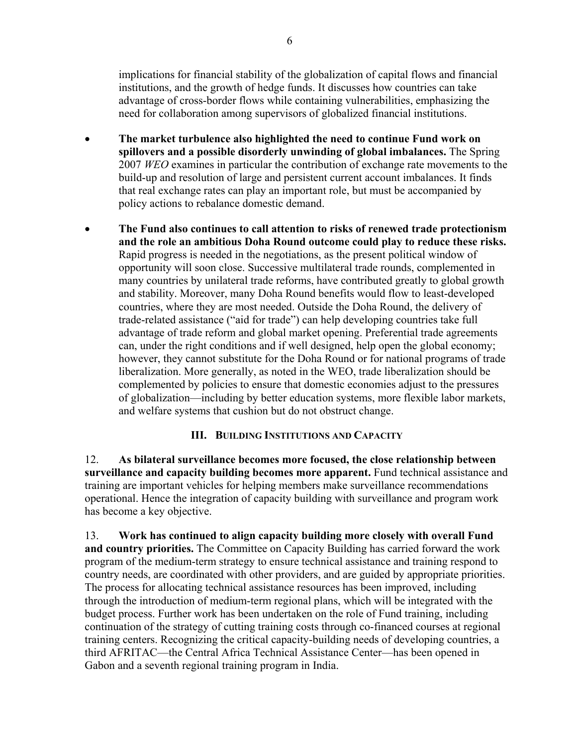implications for financial stability of the globalization of capital flows and financial institutions, and the growth of hedge funds. It discusses how countries can take advantage of cross-border flows while containing vulnerabilities, emphasizing the need for collaboration among supervisors of globalized financial institutions.

- **The market turbulence also highlighted the need to continue Fund work on spillovers and a possible disorderly unwinding of global imbalances.** The Spring 2007 *WEO* examines in particular the contribution of exchange rate movements to the build-up and resolution of large and persistent current account imbalances. It finds that real exchange rates can play an important role, but must be accompanied by policy actions to rebalance domestic demand.

- **The Fund also continues to call attention to risks of renewed trade protectionism and the role an ambitious Doha Round outcome could play to reduce these risks.** Rapid progress is needed in the negotiations, as the present political window of opportunity will soon close. Successive multilateral trade rounds, complemented in many countries by unilateral trade reforms, have contributed greatly to global growth and stability. Moreover, many Doha Round benefits would flow to least-developed countries, where they are most needed. Outside the Doha Round, the delivery of trade-related assistance ("aid for trade") can help developing countries take full advantage of trade reform and global market opening. Preferential trade agreements can, under the right conditions and if well designed, help open the global economy; however, they cannot substitute for the Doha Round or for national programs of trade liberalization. More generally, as noted in the WEO, trade liberalization should be complemented by policies to ensure that domestic economies adjust to the pressures of globalization—including by better education systems, more flexible labor markets, and welfare systems that cushion but do not obstruct change.

## III. Building Institutions and Capacity

12. **As bilateral surveillance becomes more focused, the close relationship between surveillance and capacity building becomes more apparent.** Fund technical assistance and training are important vehicles for helping members make surveillance recommendations operational. Hence the integration of capacity building with surveillance and program work has become a key objective.

13. **Work has continued to align capacity building more closely with overall Fund and country priorities.** The Committee on Capacity Building has carried forward the work program of the medium-term strategy to ensure technical assistance and training respond to country needs, are coordinated with other providers, and are guided by appropriate priorities. The process for allocating technical assistance resources has been improved, including through the introduction of medium-term regional plans, which will be integrated with the budget process. Further work has been undertaken on the role of Fund training, including continuation of the strategy of cutting training costs through co-financed courses at regional training centers. Recognizing the critical capacity-building needs of developing countries, a third AFRITAC—the Central Africa Technical Assistance Center—has been opened in Gabon and a seventh regional training program in India.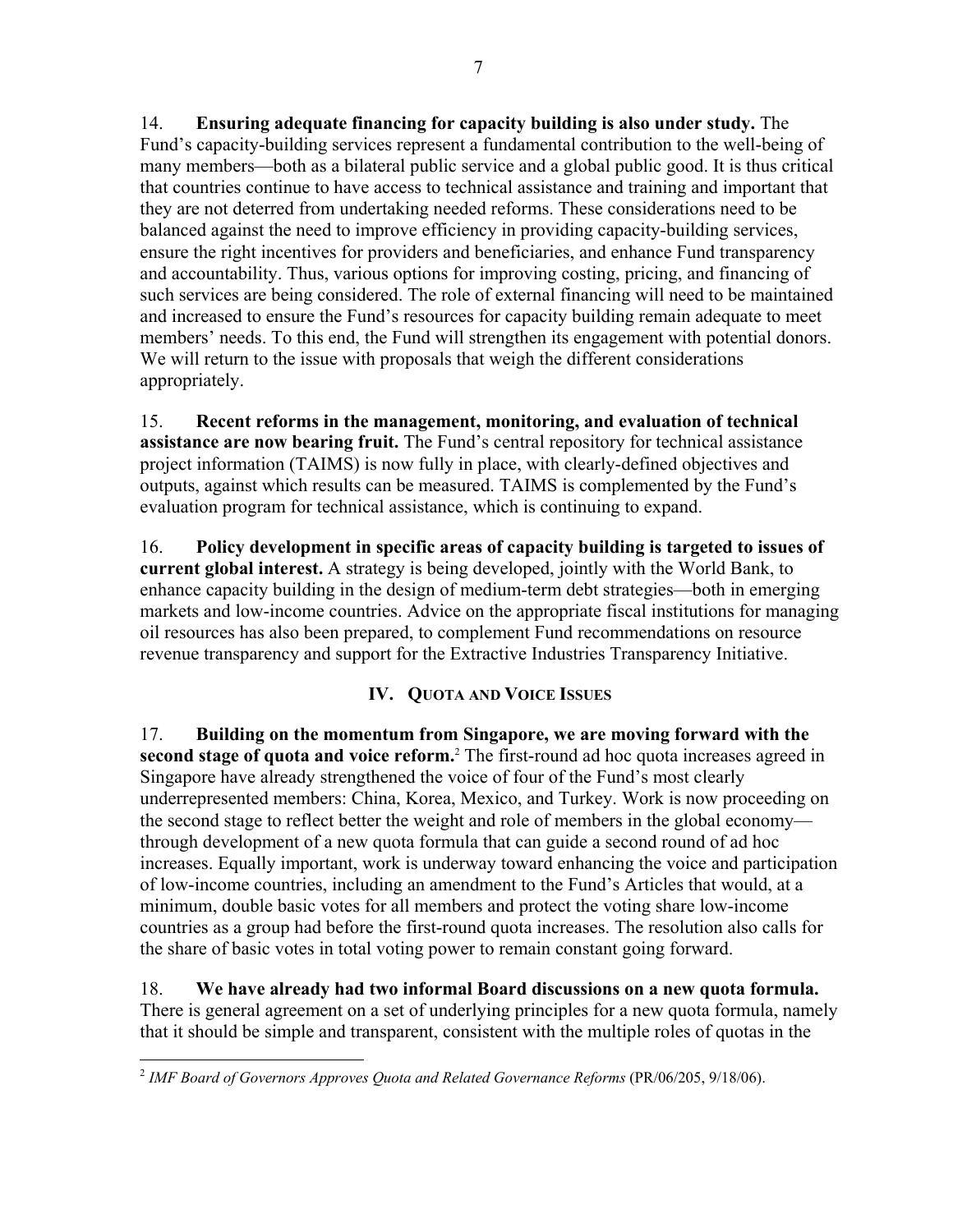14. **Ensuring adequate financing for capacity building is also under study.** The Fund's capacity-building services represent a fundamental contribution to the well-being of many members—both as a bilateral public service and a global public good. It is thus critical that countries continue to have access to technical assistance and training and important that they are not deterred from undertaking needed reforms. These considerations need to be balanced against the need to improve efficiency in providing capacity-building services, ensure the right incentives for providers and beneficiaries, and enhance Fund transparency and accountability. Thus, various options for improving costing, pricing, and financing of such services are being considered. The role of external financing will need to be maintained and increased to ensure the Fund's resources for capacity building remain adequate to meet members' needs. To this end, the Fund will strengthen its engagement with potential donors. We will return to the issue with proposals that weigh the different considerations appropriately.

15. **Recent reforms in the management, monitoring, and evaluation of technical assistance are now bearing fruit.** The Fund's central repository for technical assistance project information (TAIMS) is now fully in place, with clearly-defined objectives and outputs, against which results can be measured. TAIMS is complemented by the Fund's evaluation program for technical assistance, which is continuing to expand.

16. **Policy development in specific areas of capacity building is targeted to issues of current global interest.** A strategy is being developed, jointly with the World Bank, to enhance capacity building in the design of medium-term debt strategies—both in emerging markets and low-income countries. Advice on the appropriate fiscal institutions for managing oil resources has also been prepared, to complement Fund recommendations on resource revenue transparency and support for the Extractive Industries Transparency Initiative.

## IV. Quota and Voice Issues

17. **Building on the momentum from Singapore, we are moving forward with the second stage of quota and voice reform.**[2] The first-round ad hoc quota increases agreed in Singapore have already strengthened the voice of four of the Fund's most clearly underrepresented members: China, Korea, Mexico, and Turkey. Work is now proceeding on the second stage to reflect better the weight and role of members in the global economy—through development of a new quota formula that can guide a second round of ad hoc increases. Equally important, work is underway toward enhancing the voice and participation of low-income countries, including an amendment to the Fund's Articles that would, at a minimum, double basic votes for all members and protect the voting share low-income countries as a group had before the first-round quota increases. The resolution also calls for the share of basic votes in total voting power to remain constant going forward.

18. **We have already had two informal Board discussions on a new quota formula.** There is general agreement on a set of underlying principles for a new quota formula, namely that it should be simple and transparent, consistent with the multiple roles of quotas in the

[2] *IMF Board of Governors Approves Quota and Related Governance Reforms* (PR/06/205, 9/18/06).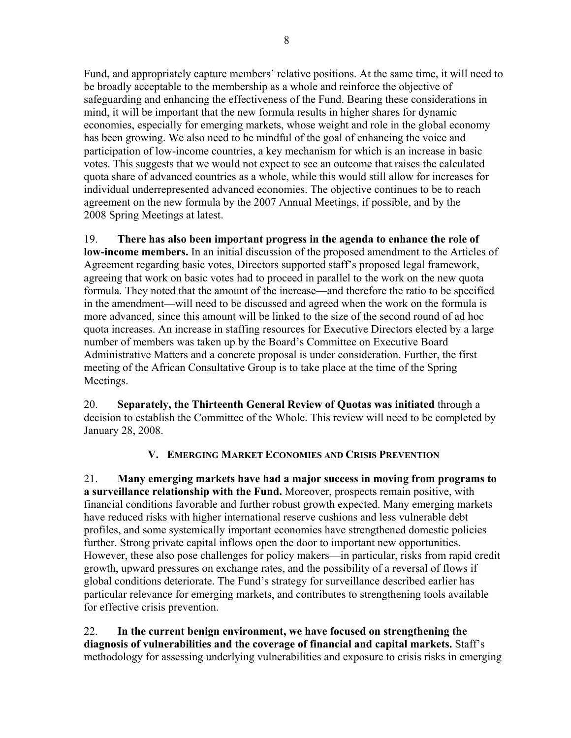Fund, and appropriately capture members' relative positions. At the same time, it will need to be broadly acceptable to the membership as a whole and reinforce the objective of safeguarding and enhancing the effectiveness of the Fund. Bearing these considerations in mind, it will be important that the new formula results in higher shares for dynamic economies, especially for emerging markets, whose weight and role in the global economy has been growing. We also need to be mindful of the goal of enhancing the voice and participation of low-income countries, a key mechanism for which is an increase in basic votes. This suggests that we would not expect to see an outcome that raises the calculated quota share of advanced countries as a whole, while this would still allow for increases for individual underrepresented advanced economies. The objective continues to be to reach agreement on the new formula by the 2007 Annual Meetings, if possible, and by the 2008 Spring Meetings at latest.

19. **There has also been important progress in the agenda to enhance the role of low-income members.** In an initial discussion of the proposed amendment to the Articles of Agreement regarding basic votes, Directors supported staff's proposed legal framework, agreeing that work on basic votes had to proceed in parallel to the work on the new quota formula. They noted that the amount of the increase—and therefore the ratio to be specified in the amendment—will need to be discussed and agreed when the work on the formula is more advanced, since this amount will be linked to the size of the second round of ad hoc quota increases. An increase in staffing resources for Executive Directors elected by a large number of members was taken up by the Board's Committee on Executive Board Administrative Matters and a concrete proposal is under consideration. Further, the first meeting of the African Consultative Group is to take place at the time of the Spring Meetings.

20. **Separately, the Thirteenth General Review of Quotas was initiated** through a decision to establish the Committee of the Whole. This review will need to be completed by January 28, 2008.

## V. Emerging Market Economies and Crisis Prevention

21. **Many emerging markets have had a major success in moving from programs to a surveillance relationship with the Fund.** Moreover, prospects remain positive, with financial conditions favorable and further robust growth expected. Many emerging markets have reduced risks with higher international reserve cushions and less vulnerable debt profiles, and some systemically important economies have strengthened domestic policies further. Strong private capital inflows open the door to important new opportunities. However, these also pose challenges for policy makers—in particular, risks from rapid credit growth, upward pressures on exchange rates, and the possibility of a reversal of flows if global conditions deteriorate. The Fund's strategy for surveillance described earlier has particular relevance for emerging markets, and contributes to strengthening tools available for effective crisis prevention.

22. **In the current benign environment, we have focused on strengthening the diagnosis of vulnerabilities and the coverage of financial and capital markets.** Staff's methodology for assessing underlying vulnerabilities and exposure to crisis risks in emerging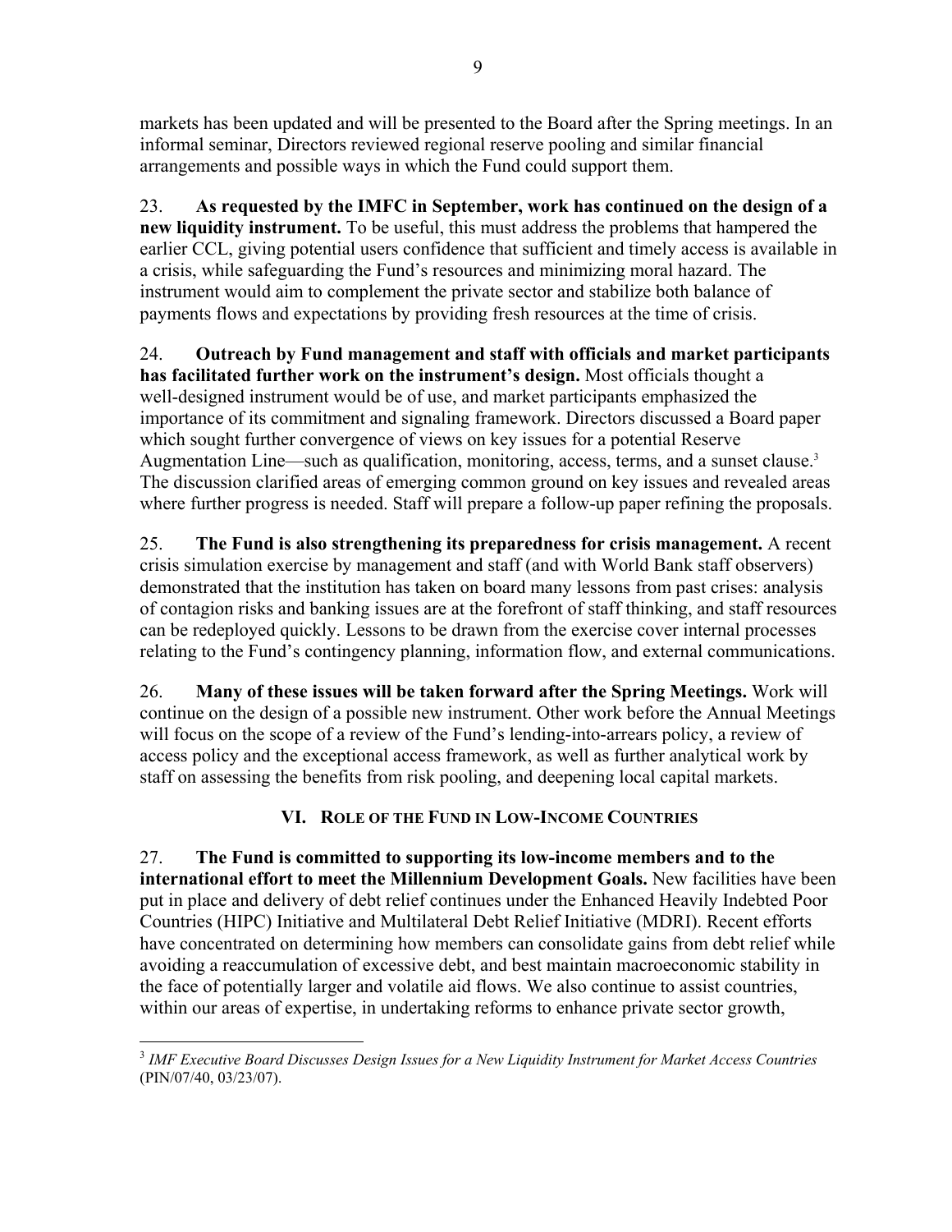markets has been updated and will be presented to the Board after the Spring meetings. In an informal seminar, Directors reviewed regional reserve pooling and similar financial arrangements and possible ways in which the Fund could support them.

23. **As requested by the IMFC in September, work has continued on the design of a new liquidity instrument.** To be useful, this must address the problems that hampered the earlier CCL, giving potential users confidence that sufficient and timely access is available in a crisis, while safeguarding the Fund's resources and minimizing moral hazard. The instrument would aim to complement the private sector and stabilize both balance of payments flows and expectations by providing fresh resources at the time of crisis.

24. **Outreach by Fund management and staff with officials and market participants has facilitated further work on the instrument's design.** Most officials thought a well-designed instrument would be of use, and market participants emphasized the importance of its commitment and signaling framework. Directors discussed a Board paper which sought further convergence of views on key issues for a potential Reserve Augmentation Line—such as qualification, monitoring, access, terms, and a sunset clause.[3] The discussion clarified areas of emerging common ground on key issues and revealed areas where further progress is needed. Staff will prepare a follow-up paper refining the proposals.

25. **The Fund is also strengthening its preparedness for crisis management.** A recent crisis simulation exercise by management and staff (and with World Bank staff observers) demonstrated that the institution has taken on board many lessons from past crises: analysis of contagion risks and banking issues are at the forefront of staff thinking, and staff resources can be redeployed quickly. Lessons to be drawn from the exercise cover internal processes relating to the Fund's contingency planning, information flow, and external communications.

26. **Many of these issues will be taken forward after the Spring Meetings.** Work will continue on the design of a possible new instrument. Other work before the Annual Meetings will focus on the scope of a review of the Fund's lending-into-arrears policy, a review of access policy and the exceptional access framework, as well as further analytical work by staff on assessing the benefits from risk pooling, and deepening local capital markets.

## VI. Role of the Fund in Low-Income Countries

27. **The Fund is committed to supporting its low-income members and to the international effort to meet the Millennium Development Goals.** New facilities have been put in place and delivery of debt relief continues under the Enhanced Heavily Indebted Poor Countries (HIPC) Initiative and Multilateral Debt Relief Initiative (MDRI). Recent efforts have concentrated on determining how members can consolidate gains from debt relief while avoiding a reaccumulation of excessive debt, and best maintain macroeconomic stability in the face of potentially larger and volatile aid flows. We also continue to assist countries, within our areas of expertise, in undertaking reforms to enhance private sector growth,

---

[3] *IMF Executive Board Discusses Design Issues for a New Liquidity Instrument for Market Access Countries* (PIN/07/40, 03/23/07).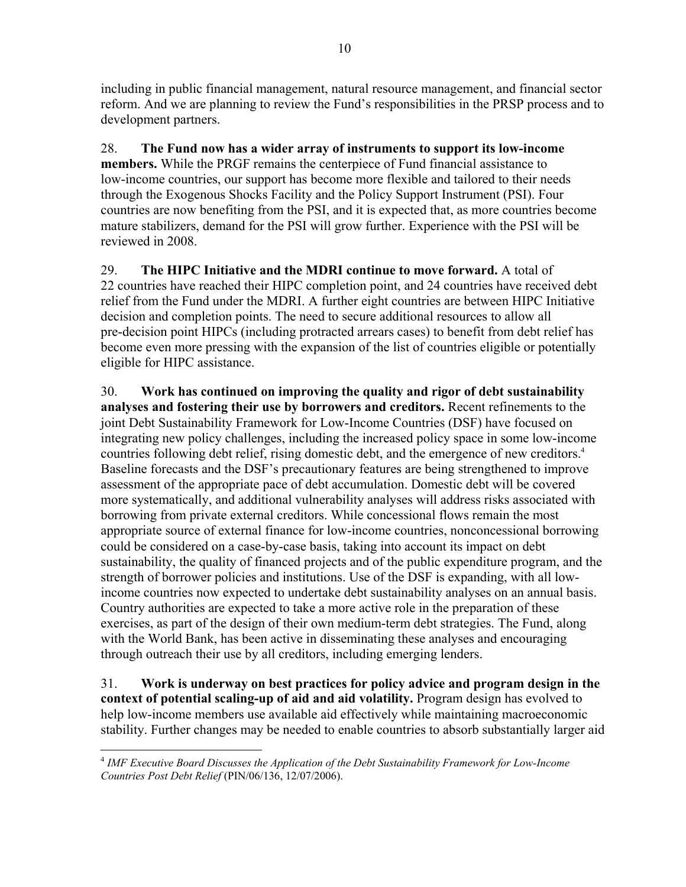including in public financial management, natural resource management, and financial sector reform. And we are planning to review the Fund's responsibilities in the PRSP process and to development partners.

28. **The Fund now has a wider array of instruments to support its low-income members.** While the PRGF remains the centerpiece of Fund financial assistance to low-income countries, our support has become more flexible and tailored to their needs through the Exogenous Shocks Facility and the Policy Support Instrument (PSI). Four countries are now benefiting from the PSI, and it is expected that, as more countries become mature stabilizers, demand for the PSI will grow further. Experience with the PSI will be reviewed in 2008.

29. **The HIPC Initiative and the MDRI continue to move forward.** A total of 22 countries have reached their HIPC completion point, and 24 countries have received debt relief from the Fund under the MDRI. A further eight countries are between HIPC Initiative decision and completion points. The need to secure additional resources to allow all pre-decision point HIPCs (including protracted arrears cases) to benefit from debt relief has become even more pressing with the expansion of the list of countries eligible or potentially eligible for HIPC assistance.

30. **Work has continued on improving the quality and rigor of debt sustainability analyses and fostering their use by borrowers and creditors.** Recent refinements to the joint Debt Sustainability Framework for Low-Income Countries (DSF) have focused on integrating new policy challenges, including the increased policy space in some low-income countries following debt relief, rising domestic debt, and the emergence of new creditors.[4] Baseline forecasts and the DSF's precautionary features are being strengthened to improve assessment of the appropriate pace of debt accumulation. Domestic debt will be covered more systematically, and additional vulnerability analyses will address risks associated with borrowing from private external creditors. While concessional flows remain the most appropriate source of external finance for low-income countries, nonconcessional borrowing could be considered on a case-by-case basis, taking into account its impact on debt sustainability, the quality of financed projects and of the public expenditure program, and the strength of borrower policies and institutions. Use of the DSF is expanding, with all low-income countries now expected to undertake debt sustainability analyses on an annual basis. Country authorities are expected to take a more active role in the preparation of these exercises, as part of the design of their own medium-term debt strategies. The Fund, along with the World Bank, has been active in disseminating these analyses and encouraging through outreach their use by all creditors, including emerging lenders.

31. **Work is underway on best practices for policy advice and program design in the context of potential scaling-up of aid and aid volatility.** Program design has evolved to help low-income members use available aid effectively while maintaining macroeconomic stability. Further changes may be needed to enable countries to absorb substantially larger aid

---

[4] *IMF Executive Board Discusses the Application of the Debt Sustainability Framework for Low-Income Countries Post Debt Relief* (PIN/06/136, 12/07/2006).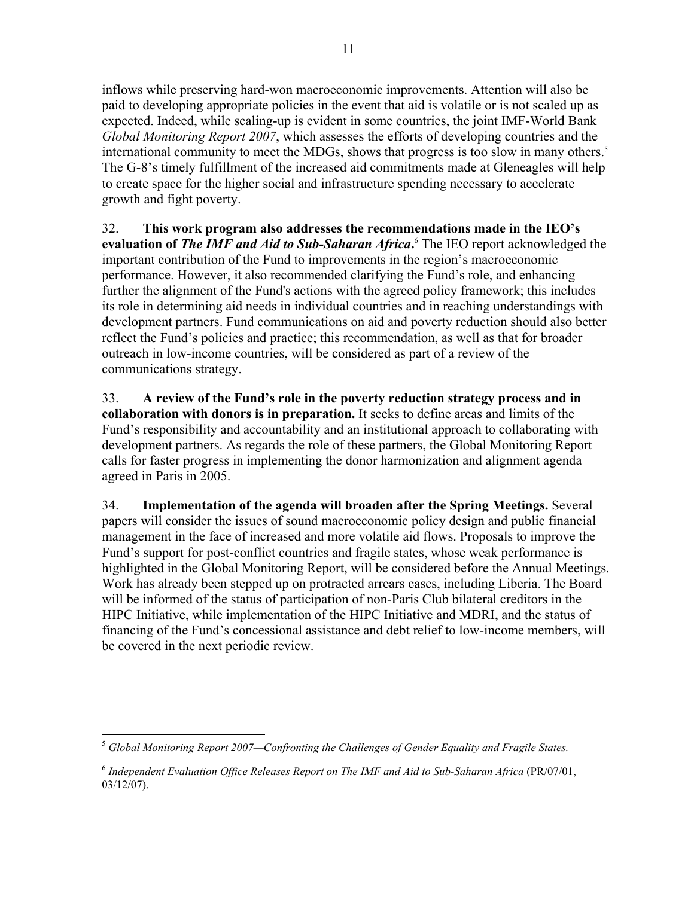inflows while preserving hard-won macroeconomic improvements. Attention will also be paid to developing appropriate policies in the event that aid is volatile or is not scaled up as expected. Indeed, while scaling-up is evident in some countries, the joint IMF-World Bank *Global Monitoring Report 2007*, which assesses the efforts of developing countries and the international community to meet the MDGs, shows that progress is too slow in many others.[5] The G-8's timely fulfillment of the increased aid commitments made at Gleneagles will help to create space for the higher social and infrastructure spending necessary to accelerate growth and fight poverty.

32. **This work program also addresses the recommendations made in the IEO's evaluation of *The IMF and Aid to Sub-Saharan Africa*.**[6] The IEO report acknowledged the important contribution of the Fund to improvements in the region's macroeconomic performance. However, it also recommended clarifying the Fund's role, and enhancing further the alignment of the Fund's actions with the agreed policy framework; this includes its role in determining aid needs in individual countries and in reaching understandings with development partners. Fund communications on aid and poverty reduction should also better reflect the Fund's policies and practice; this recommendation, as well as that for broader outreach in low-income countries, will be considered as part of a review of the communications strategy.

33. **A review of the Fund's role in the poverty reduction strategy process and in collaboration with donors is in preparation.** It seeks to define areas and limits of the Fund's responsibility and accountability and an institutional approach to collaborating with development partners. As regards the role of these partners, the Global Monitoring Report calls for faster progress in implementing the donor harmonization and alignment agenda agreed in Paris in 2005.

34. **Implementation of the agenda will broaden after the Spring Meetings.** Several papers will consider the issues of sound macroeconomic policy design and public financial management in the face of increased and more volatile aid flows. Proposals to improve the Fund's support for post-conflict countries and fragile states, whose weak performance is highlighted in the Global Monitoring Report, will be considered before the Annual Meetings. Work has already been stepped up on protracted arrears cases, including Liberia. The Board will be informed of the status of participation of non-Paris Club bilateral creditors in the HIPC Initiative, while implementation of the HIPC Initiative and MDRI, and the status of financing of the Fund's concessional assistance and debt relief to low-income members, will be covered in the next periodic review.

---

[5] *Global Monitoring Report 2007—Confronting the Challenges of Gender Equality and Fragile States.*

[6] *Independent Evaluation Office Releases Report on The IMF and Aid to Sub-Saharan Africa* (PR/07/01, 03/12/07).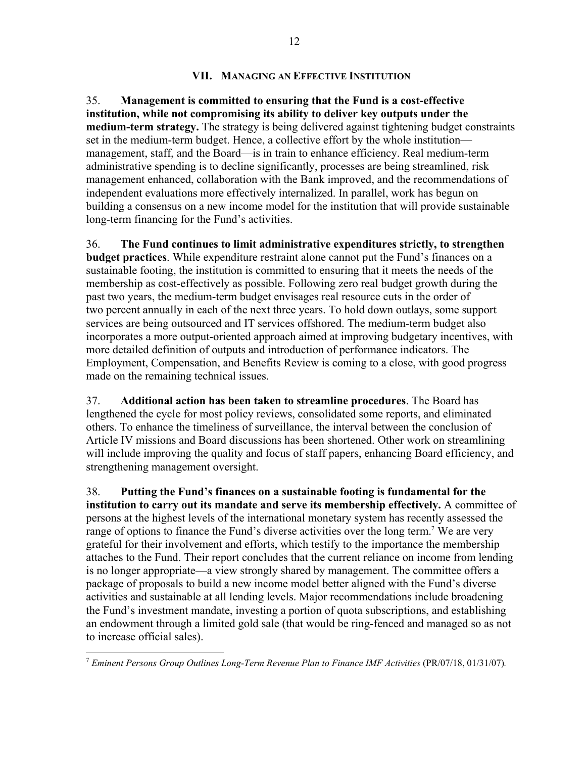## VII. MANAGING AN EFFECTIVE INSTITUTION

35. **Management is committed to ensuring that the Fund is a cost-effective institution, while not compromising its ability to deliver key outputs under the medium-term strategy.** The strategy is being delivered against tightening budget constraints set in the medium-term budget. Hence, a collective effort by the whole institution—management, staff, and the Board—is in train to enhance efficiency. Real medium-term administrative spending is to decline significantly, processes are being streamlined, risk management enhanced, collaboration with the Bank improved, and the recommendations of independent evaluations more effectively internalized. In parallel, work has begun on building a consensus on a new income model for the institution that will provide sustainable long-term financing for the Fund's activities.

36. **The Fund continues to limit administrative expenditures strictly, to strengthen budget practices**. While expenditure restraint alone cannot put the Fund's finances on a sustainable footing, the institution is committed to ensuring that it meets the needs of the membership as cost-effectively as possible. Following zero real budget growth during the past two years, the medium-term budget envisages real resource cuts in the order of two percent annually in each of the next three years. To hold down outlays, some support services are being outsourced and IT services offshored. The medium-term budget also incorporates a more output-oriented approach aimed at improving budgetary incentives, with more detailed definition of outputs and introduction of performance indicators. The Employment, Compensation, and Benefits Review is coming to a close, with good progress made on the remaining technical issues.

37. **Additional action has been taken to streamline procedures**. The Board has lengthened the cycle for most policy reviews, consolidated some reports, and eliminated others. To enhance the timeliness of surveillance, the interval between the conclusion of Article IV missions and Board discussions has been shortened. Other work on streamlining will include improving the quality and focus of staff papers, enhancing Board efficiency, and strengthening management oversight.

38. **Putting the Fund's finances on a sustainable footing is fundamental for the institution to carry out its mandate and serve its membership effectively.** A committee of persons at the highest levels of the international monetary system has recently assessed the range of options to finance the Fund's diverse activities over the long term.[7] We are very grateful for their involvement and efforts, which testify to the importance the membership attaches to the Fund. Their report concludes that the current reliance on income from lending is no longer appropriate—a view strongly shared by management. The committee offers a package of proposals to build a new income model better aligned with the Fund's diverse activities and sustainable at all lending levels. Major recommendations include broadening the Fund's investment mandate, investing a portion of quota subscriptions, and establishing an endowment through a limited gold sale (that would be ring-fenced and managed so as not to increase official sales).

---

[7] *Eminent Persons Group Outlines Long-Term Revenue Plan to Finance IMF Activities* (PR/07/18, 01/31/07).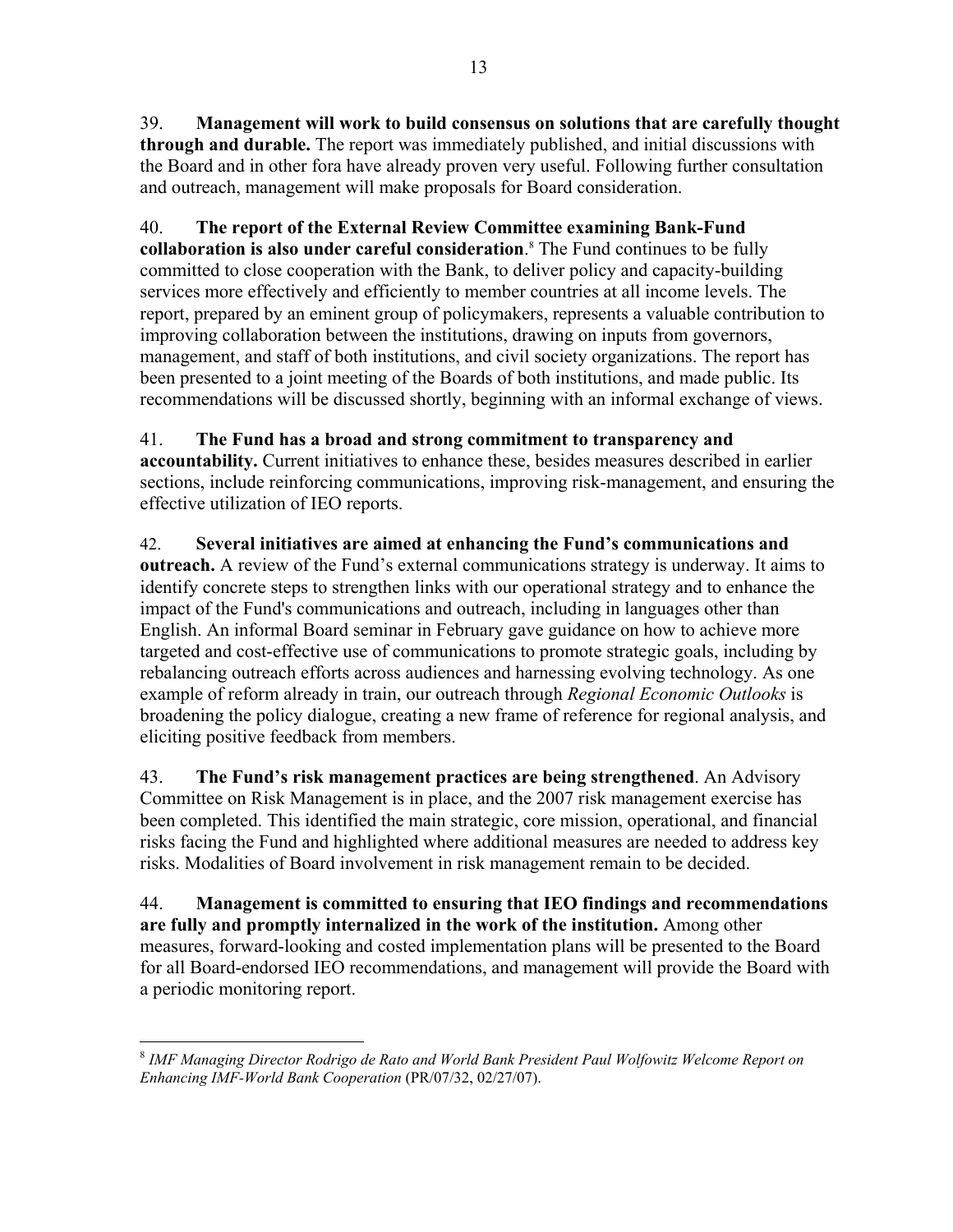39. **Management will work to build consensus on solutions that are carefully thought through and durable.** The report was immediately published, and initial discussions with the Board and in other fora have already proven very useful. Following further consultation and outreach, management will make proposals for Board consideration.

40. **The report of the External Review Committee examining Bank-Fund collaboration is also under careful consideration**.[8] The Fund continues to be fully committed to close cooperation with the Bank, to deliver policy and capacity-building services more effectively and efficiently to member countries at all income levels. The report, prepared by an eminent group of policymakers, represents a valuable contribution to improving collaboration between the institutions, drawing on inputs from governors, management, and staff of both institutions, and civil society organizations. The report has been presented to a joint meeting of the Boards of both institutions, and made public. Its recommendations will be discussed shortly, beginning with an informal exchange of views.

41. **The Fund has a broad and strong commitment to transparency and accountability.** Current initiatives to enhance these, besides measures described in earlier sections, include reinforcing communications, improving risk-management, and ensuring the effective utilization of IEO reports.

42. **Several initiatives are aimed at enhancing the Fund's communications and outreach.** A review of the Fund's external communications strategy is underway. It aims to identify concrete steps to strengthen links with our operational strategy and to enhance the impact of the Fund's communications and outreach, including in languages other than English. An informal Board seminar in February gave guidance on how to achieve more targeted and cost-effective use of communications to promote strategic goals, including by rebalancing outreach efforts across audiences and harnessing evolving technology. As one example of reform already in train, our outreach through *Regional Economic Outlooks* is broadening the policy dialogue, creating a new frame of reference for regional analysis, and eliciting positive feedback from members.

43. **The Fund's risk management practices are being strengthened**. An Advisory Committee on Risk Management is in place, and the 2007 risk management exercise has been completed. This identified the main strategic, core mission, operational, and financial risks facing the Fund and highlighted where additional measures are needed to address key risks. Modalities of Board involvement in risk management remain to be decided.

44. **Management is committed to ensuring that IEO findings and recommendations are fully and promptly internalized in the work of the institution.** Among other measures, forward-looking and costed implementation plans will be presented to the Board for all Board-endorsed IEO recommendations, and management will provide the Board with a periodic monitoring report.

---

[8] *IMF Managing Director Rodrigo de Rato and World Bank President Paul Wolfowitz Welcome Report on Enhancing IMF-World Bank Cooperation* (PR/07/32, 02/27/07).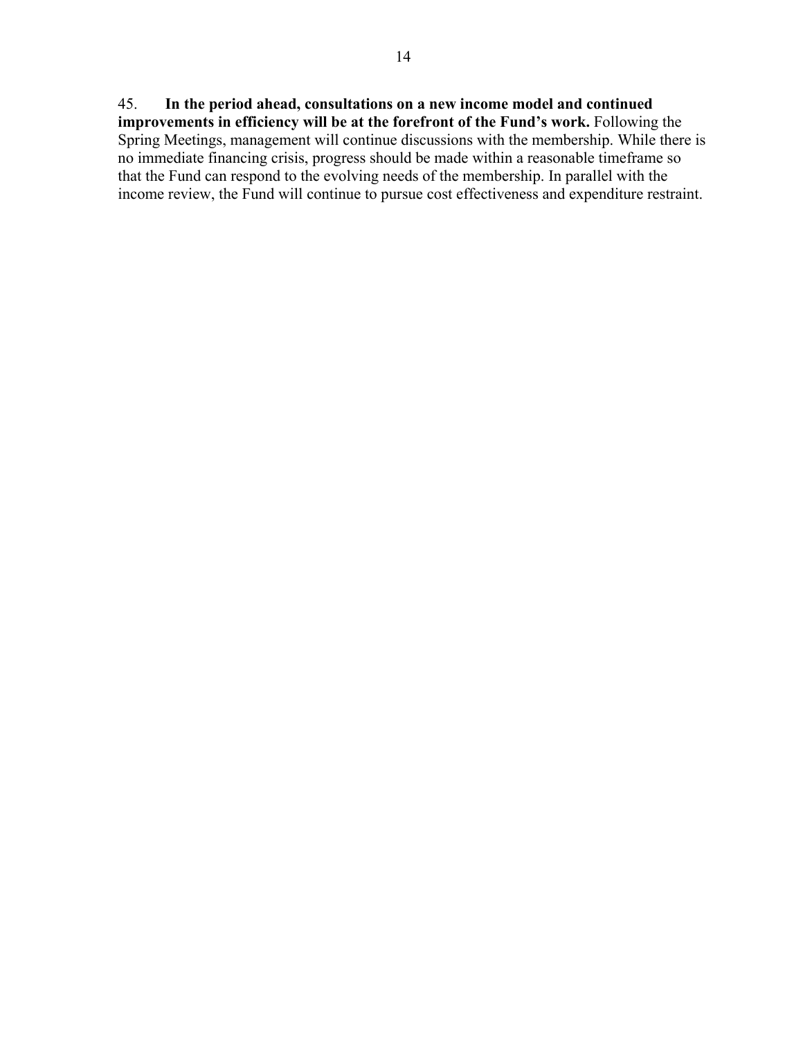45. **In the period ahead, consultations on a new income model and continued improvements in efficiency will be at the forefront of the Fund's work.** Following the Spring Meetings, management will continue discussions with the membership. While there is no immediate financing crisis, progress should be made within a reasonable timeframe so that the Fund can respond to the evolving needs of the membership. In parallel with the income review, the Fund will continue to pursue cost effectiveness and expenditure restraint.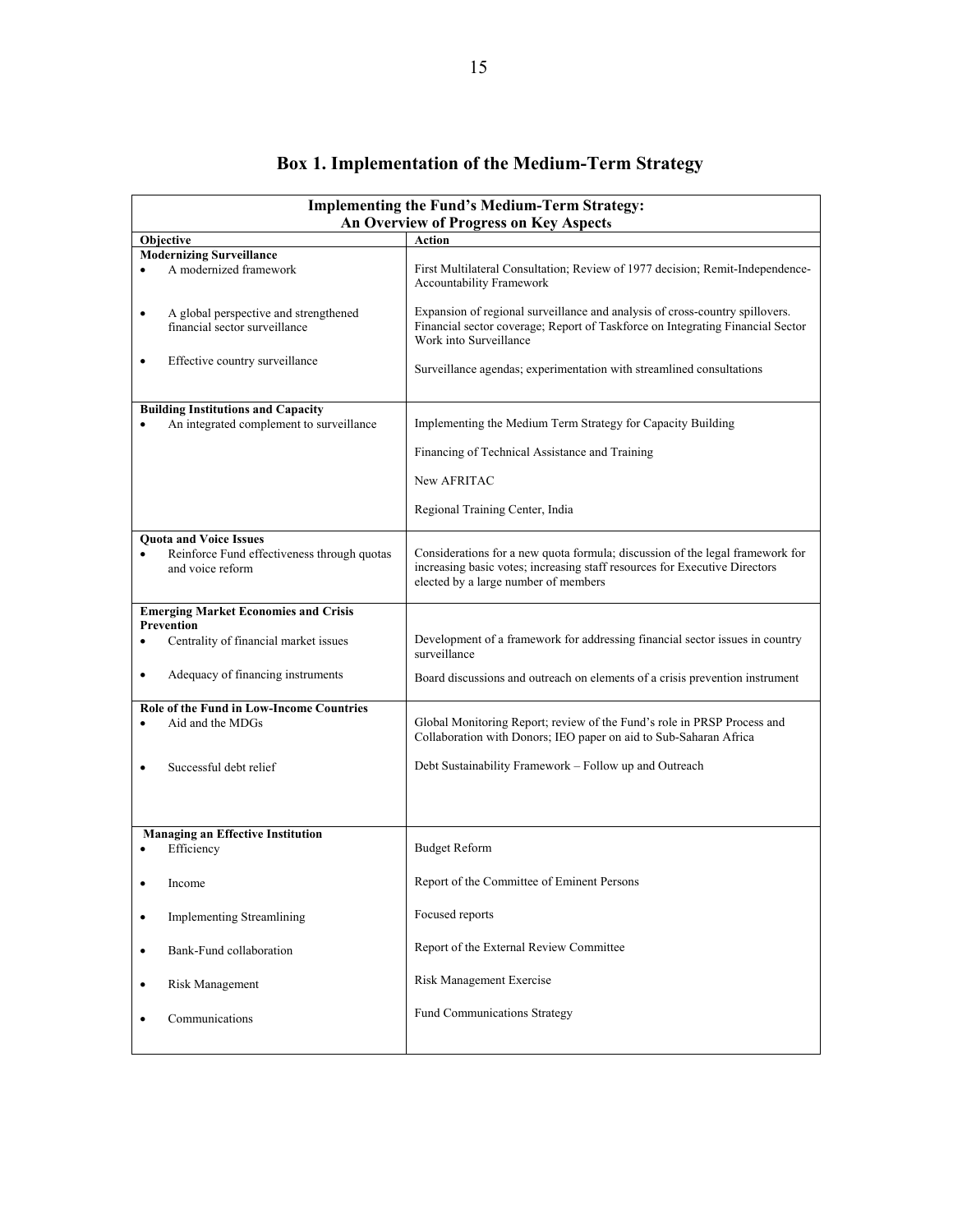## Box 1. Implementation of the Medium-Term Strategy

| Implementing the Fund's Medium-Term Strategy: An Overview of Progress on Key Aspects | |
|---|---|
| **Objective** | **Action** |
| **Modernizing Surveillance** | |
| • A modernized framework | First Multilateral Consultation; Review of 1977 decision; Remit-Independence-Accountability Framework |
| • A global perspective and strengthened financial sector surveillance | Expansion of regional surveillance and analysis of cross-country spillovers. Financial sector coverage; Report of Taskforce on Integrating Financial Sector Work into Surveillance |
| • Effective country surveillance | Surveillance agendas; experimentation with streamlined consultations |
| **Building Institutions and Capacity** | |
| • An integrated complement to surveillance | Implementing the Medium Term Strategy for Capacity Building |
| | Financing of Technical Assistance and Training |
| | New AFRITAC |
| | Regional Training Center, India |
| **Quota and Voice Issues** | |
| • Reinforce Fund effectiveness through quotas and voice reform | Considerations for a new quota formula; discussion of the legal framework for increasing basic votes; increasing staff resources for Executive Directors elected by a large number of members |
| **Emerging Market Economies and Crisis Prevention** | |
| • Centrality of financial market issues | Development of a framework for addressing financial sector issues in country surveillance |
| • Adequacy of financing instruments | Board discussions and outreach on elements of a crisis prevention instrument |
| **Role of the Fund in Low-Income Countries** | |
| • Aid and the MDGs | Global Monitoring Report; review of the Fund's role in PRSP Process and Collaboration with Donors; IEO paper on aid to Sub-Saharan Africa |
| • Successful debt relief | Debt Sustainability Framework – Follow up and Outreach |
| **Managing an Effective Institution** | |
| • Efficiency | Budget Reform |
| • Income | Report of the Committee of Eminent Persons |
| • Implementing Streamlining | Focused reports |
| • Bank-Fund collaboration | Report of the External Review Committee |
| • Risk Management | Risk Management Exercise |
| • Communications | Fund Communications Strategy |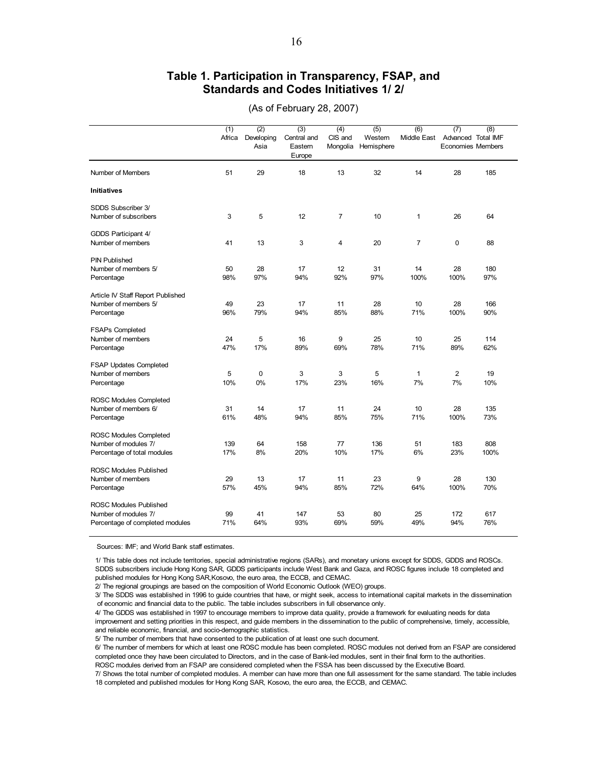## Table 1. Participation in Transparency, FSAP, and Standards and Codes Initiatives 1/ 2/

(As of February 28, 2007)

| | (1) Africa | (2) Developing Asia | (3) Central and Eastern Europe | (4) CIS and Mongolia | (5) Western Hemisphere | (6) Middle East | (7) Advanced Economies | (8) Total IMF Members |
|---|---|---|---|---|---|---|---|---|
| Number of Members | 51 | 29 | 18 | 13 | 32 | 14 | 28 | 185 |
| **Initiatives** | | | | | | | | |
| SDDS Subscriber 3/ | | | | | | | | |
| Number of subscribers | 3 | 5 | 12 | 7 | 10 | 1 | 26 | 64 |
| GDDS Participant 4/ | | | | | | | | |
| Number of members | 41 | 13 | 3 | 4 | 20 | 7 | 0 | 88 |
| PIN Published | | | | | | | | |
| Number of members 5/ | 50 | 28 | 17 | 12 | 31 | 14 | 28 | 180 |
| Percentage | 98% | 97% | 94% | 92% | 97% | 100% | 100% | 97% |
| Article IV Staff Report Published | | | | | | | | |
| Number of members 5/ | 49 | 23 | 17 | 11 | 28 | 10 | 28 | 166 |
| Percentage | 96% | 79% | 94% | 85% | 88% | 71% | 100% | 90% |
| FSAPs Completed | | | | | | | | |
| Number of members | 24 | 5 | 16 | 9 | 25 | 10 | 25 | 114 |
| Percentage | 47% | 17% | 89% | 69% | 78% | 71% | 89% | 62% |
| FSAP Updates Completed | | | | | | | | |
| Number of members | 5 | 0 | 3 | 3 | 5 | 1 | 2 | 19 |
| Percentage | 10% | 0% | 17% | 23% | 16% | 7% | 7% | 10% |
| ROSC Modules Completed | | | | | | | | |
| Number of members 6/ | 31 | 14 | 17 | 11 | 24 | 10 | 28 | 135 |
| Percentage | 61% | 48% | 94% | 85% | 75% | 71% | 100% | 73% |
| ROSC Modules Completed | | | | | | | | |
| Number of modules 7/ | 139 | 64 | 158 | 77 | 136 | 51 | 183 | 808 |
| Percentage of total modules | 17% | 8% | 20% | 10% | 17% | 6% | 23% | 100% |
| ROSC Modules Published | | | | | | | | |
| Number of members | 29 | 13 | 17 | 11 | 23 | 9 | 28 | 130 |
| Percentage | 57% | 45% | 94% | 85% | 72% | 64% | 100% | 70% |
| ROSC Modules Published | | | | | | | | |
| Number of modules 7/ | 99 | 41 | 147 | 53 | 80 | 25 | 172 | 617 |
| Percentage of completed modules | 71% | 64% | 93% | 69% | 59% | 49% | 94% | 76% |

Sources: IMF; and World Bank staff estimates.

1/ This table does not include territories, special administrative regions (SARs), and monetary unions except for SDDS, GDDS and ROSCs. SDDS subscribers include Hong Kong SAR, GDDS participants include West Bank and Gaza, and ROSC figures include 18 completed and published modules for Hong Kong SAR,Kosovo, the euro area, the ECCB, and CEMAC.

2/ The regional groupings are based on the composition of World Economic Outlook (WEO) groups.

3/ The SDDS was established in 1996 to guide countries that have, or might seek, access to international capital markets in the dissemination of economic and financial data to the public. The table includes subscribers in full observance only.

4/ The GDDS was established in 1997 to encourage members to improve data quality, provide a framework for evaluating needs for data improvement and setting priorities in this respect, and guide members in the dissemination to the public of comprehensive, timely, accessible, and reliable economic, financial, and socio-demographic statistics.

5/ The number of members that have consented to the publication of at least one such document.

6/ The number of members for which at least one ROSC module has been completed. ROSC modules not derived from an FSAP are considered completed once they have been circulated to Directors, and in the case of Bank-led modules, sent in their final form to the authorities. ROSC modules derived from an FSAP are considered completed when the FSSA has been discussed by the Executive Board.

7/ Shows the total number of completed modules. A member can have more than one full assessment for the same standard. The table includes 18 completed and published modules for Hong Kong SAR, Kosovo, the euro area, the ECCB, and CEMAC.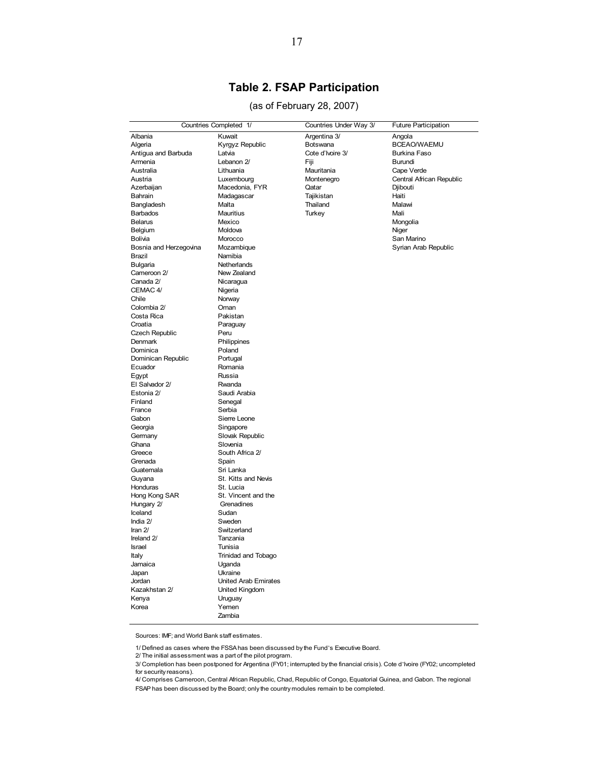## Table 2. FSAP Participation

(as of February 28, 2007)

| Countries Completed 1/ | | Countries Under Way 3/ | Future Participation |
|---|---|---|---|
| Albania | Kuwait | Argentina 3/ | Angola |
| Algeria | Kyrgyz Republic | Botswana | BCEAO/WAEMU |
| Antigua and Barbuda | Latvia | Cote d'Ivoire 3/ | Burkina Faso |
| Armenia | Lebanon 2/ | Fiji | Burundi |
| Australia | Lithuania | Mauritania | Cape Verde |
| Austria | Luxembourg | Montenegro | Central African Republic |
| Azerbaijan | Macedonia, FYR | Qatar | Djibouti |
| Bahrain | Madagascar | Tajikistan | Haiti |
| Bangladesh | Malta | Thailand | Malawi |
| Barbados | Mauritius | Turkey | Mali |
| Belarus | Mexico | | Mongolia |
| Belgium | Moldova | | Niger |
| Bolivia | Morocco | | San Marino |
| Bosnia and Herzegovina | Mozambique | | Syrian Arab Republic |
| Brazil | Namibia | | |
| Bulgaria | Netherlands | | |
| Cameroon 2/ | New Zealand | | |
| Canada 2/ | Nicaragua | | |
| CEMAC 4/ | Nigeria | | |
| Chile | Norway | | |
| Colombia 2/ | Oman | | |
| Costa Rica | Pakistan | | |
| Croatia | Paraguay | | |
| Czech Republic | Peru | | |
| Denmark | Philippines | | |
| Dominica | Poland | | |
| Dominican Republic | Portugal | | |
| Ecuador | Romania | | |
| Egypt | Russia | | |
| El Salvador 2/ | Rwanda | | |
| Estonia 2/ | Saudi Arabia | | |
| Finland | Senegal | | |
| France | Serbia | | |
| Gabon | Sierre Leone | | |
| Georgia | Singapore | | |
| Germany | Slovak Republic | | |
| Ghana | Slovenia | | |
| Greece | South Africa 2/ | | |
| Grenada | Spain | | |
| Guatemala | Sri Lanka | | |
| Guyana | St. Kitts and Nevis | | |
| Honduras | St. Lucia | | |
| Hong Kong SAR | St. Vincent and the Grenadines | | |
| Hungary 2/ | Sudan | | |
| Iceland | Sweden | | |
| India 2/ | Switzerland | | |
| Iran 2/ | Tanzania | | |
| Ireland 2/ | Tunisia | | |
| Israel | Trinidad and Tobago | | |
| Italy | Uganda | | |
| Jamaica | Ukraine | | |
| Japan | United Arab Emirates | | |
| Jordan | United Kingdom | | |
| Kazakhstan 2/ | Uruguay | | |
| Kenya | Yemen | | |
| Korea | Zambia | | |

Sources: IMF; and World Bank staff estimates.

1/ Defined as cases where the FSSA has been discussed by the Fund's Executive Board.
2/ The initial assessment was a part of the pilot program.
3/ Completion has been postponed for Argentina (FY01; interrupted by the financial crisis). Cote d'Ivoire (FY02; uncompleted for security reasons).
4/ Comprises Cameroon, Central African Republic, Chad, Republic of Congo, Equatorial Guinea, and Gabon. The regional FSAP has been discussed by the Board; only the country modules remain to be completed.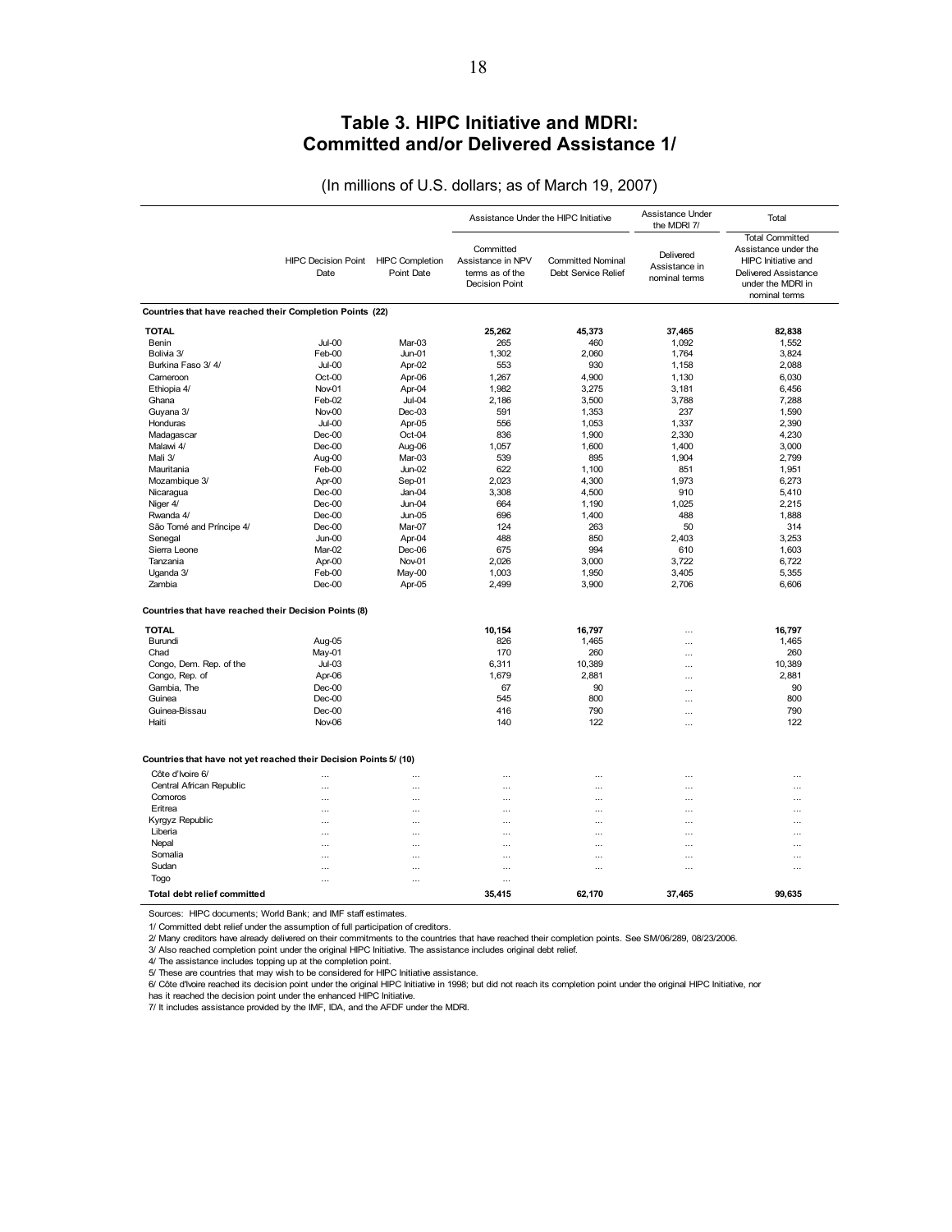## Table 3. HIPC Initiative and MDRI: Committed and/or Delivered Assistance 1/

(In millions of U.S. dollars; as of March 19, 2007)

| | | | Assistance Under the HIPC Initiative | | Assistance Under the MDRI 7/ | Total |
|---|---|---|---|---|---|---|
| | HIPC Decision Point Date | HIPC Completion Point Date | Committed Assistance in NPV terms as of the Decision Point | Committed Nominal Debt Service Relief | Delivered Assistance in nominal terms | Total Committed Assistance under the HIPC Initiative and Delivered Assistance under the MDRI in nominal terms |
| **Countries that have reached their Completion Points (22)** | | | | | | |
| **TOTAL** | | | **25,262** | **45,373** | **37,465** | **82,838** |
| Benin | Jul-00 | Mar-03 | 265 | 460 | 1,092 | 1,552 |
| Bolivia 3/ | Feb-00 | Jun-01 | 1,302 | 2,060 | 1,764 | 3,824 |
| Burkina Faso 3/ 4/ | Jul-00 | Apr-02 | 553 | 930 | 1,158 | 2,088 |
| Cameroon | Oct-00 | Apr-06 | 1,267 | 4,900 | 1,130 | 6,030 |
| Ethiopia 4/ | Nov-01 | Apr-04 | 1,982 | 3,275 | 3,181 | 6,456 |
| Ghana | Feb-02 | Jul-04 | 2,186 | 3,500 | 3,788 | 7,288 |
| Guyana 3/ | Nov-00 | Dec-03 | 591 | 1,353 | 237 | 1,590 |
| Honduras | Jul-00 | Apr-05 | 556 | 1,053 | 1,337 | 2,390 |
| Madagascar | Dec-00 | Oct-04 | 836 | 1,900 | 2,330 | 4,230 |
| Malawi 4/ | Dec-00 | Aug-06 | 1,057 | 1,600 | 1,400 | 3,000 |
| Mali 3/ | Aug-00 | Mar-03 | 539 | 895 | 1,904 | 2,799 |
| Mauritania | Feb-00 | Jun-02 | 622 | 1,100 | 851 | 1,951 |
| Mozambique 3/ | Apr-00 | Sep-01 | 2,023 | 4,300 | 1,973 | 6,273 |
| Nicaragua | Dec-00 | Jan-04 | 3,308 | 4,500 | 910 | 5,410 |
| Niger 4/ | Dec-00 | Jun-04 | 664 | 1,190 | 1,025 | 2,215 |
| Rwanda 4/ | Dec-00 | Jun-05 | 696 | 1,400 | 488 | 1,888 |
| São Tomé and Príncipe 4/ | Dec-00 | Mar-07 | 124 | 263 | 50 | 314 |
| Senegal | Jun-00 | Apr-04 | 488 | 850 | 2,403 | 3,253 |
| Sierra Leone | Mar-02 | Dec-06 | 675 | 994 | 610 | 1,603 |
| Tanzania | Apr-00 | Nov-01 | 2,026 | 3,000 | 3,722 | 6,722 |
| Uganda 3/ | Feb-00 | May-00 | 1,003 | 1,950 | 3,405 | 5,355 |
| Zambia | Dec-00 | Apr-05 | 2,499 | 3,900 | 2,706 | 6,606 |
| **Countries that have reached their Decision Points (8)** | | | | | | |
| **TOTAL** | | | **10,154** | **16,797** | ... | **16,797** |
| Burundi | Aug-05 | | 826 | 1,465 | ... | 1,465 |
| Chad | May-01 | | 170 | 260 | ... | 260 |
| Congo, Dem. Rep. of the | Jul-03 | | 6,311 | 10,389 | ... | 10,389 |
| Congo, Rep. of | Apr-06 | | 1,679 | 2,881 | ... | 2,881 |
| Gambia, The | Dec-00 | | 67 | 90 | ... | 90 |
| Guinea | Dec-00 | | 545 | 800 | ... | 800 |
| Guinea-Bissau | Dec-00 | | 416 | 790 | ... | 790 |
| Haiti | Nov-06 | | 140 | 122 | ... | 122 |
| **Countries that have not yet reached their Decision Points 5/ (10)** | | | | | | |
| Côte d'Ivoire 6/ | ... | ... | ... | ... | ... | ... |
| Central African Republic | ... | ... | ... | ... | ... | ... |
| Comoros | ... | ... | ... | ... | ... | ... |
| Eritrea | ... | ... | ... | ... | ... | ... |
| Kyrgyz Republic | ... | ... | ... | ... | ... | ... |
| Liberia | ... | ... | ... | ... | ... | ... |
| Nepal | ... | ... | ... | ... | ... | ... |
| Somalia | ... | ... | ... | ... | ... | ... |
| Sudan | ... | ... | ... | ... | ... | ... |
| Togo | ... | ... | ... | | | |
| **Total debt relief committed** | | | **35,415** | **62,170** | **37,465** | **99,635** |

Sources: HIPC documents; World Bank; and IMF staff estimates.

1/ Committed debt relief under the assumption of full participation of creditors.

2/ Many creditors have already delivered on their commitments to the countries that have reached their completion points. See SM/06/289, 08/23/2006.

3/ Also reached completion point under the original HIPC Initiative. The assistance includes original debt relief.

4/ The assistance includes topping up at the completion point.

5/ These are countries that may wish to be considered for HIPC Initiative assistance.

6/ Côte d'Ivoire reached its decision point under the original HIPC Initiative in 1998; but did not reach its completion point under the original HIPC Initiative, nor has it reached the decision point under the enhanced HIPC Initiative.

7/ It includes assistance provided by the IMF, IDA, and the AFDF under the MDRI.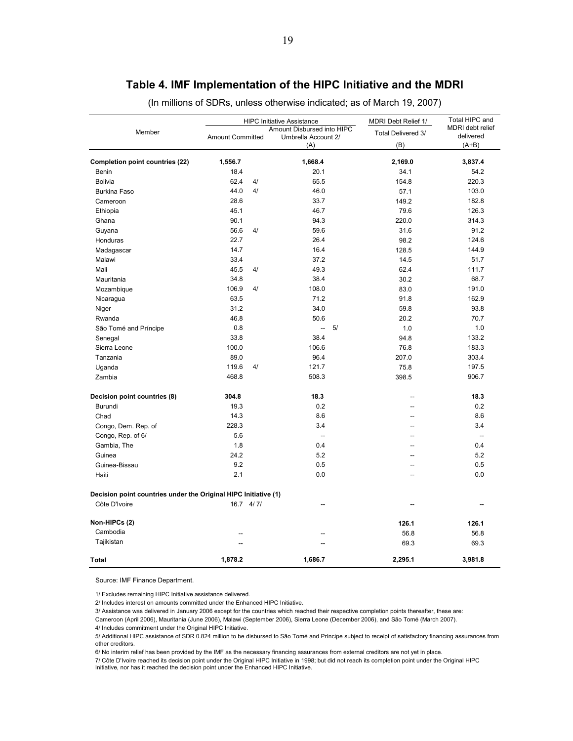# Table 4. IMF Implementation of the HIPC Initiative and the MDRI

(In millions of SDRs, unless otherwise indicated; as of March 19, 2007)

| Member | HIPC Initiative Assistance | | MDRI Debt Relief 1/ | Total HIPC and MDRI debt relief delivered |
|---|---|---|---|---|
| | Amount Committed | Amount Disbursed into HIPC Umbrella Account 2/ (A) | Total Delivered 3/ (B) | (A+B) |
| **Completion point countries (22)** | **1,556.7** | **1,668.4** | **2,169.0** | **3,837.4** |
| Benin | 18.4 | 20.1 | 34.1 | 54.2 |
| Bolivia | 62.4 4/ | 65.5 | 154.8 | 220.3 |
| Burkina Faso | 44.0 4/ | 46.0 | 57.1 | 103.0 |
| Cameroon | 28.6 | 33.7 | 149.2 | 182.8 |
| Ethiopia | 45.1 | 46.7 | 79.6 | 126.3 |
| Ghana | 90.1 | 94.3 | 220.0 | 314.3 |
| Guyana | 56.6 4/ | 59.6 | 31.6 | 91.2 |
| Honduras | 22.7 | 26.4 | 98.2 | 124.6 |
| Madagascar | 14.7 | 16.4 | 128.5 | 144.9 |
| Malawi | 33.4 | 37.2 | 14.5 | 51.7 |
| Mali | 45.5 4/ | 49.3 | 62.4 | 111.7 |
| Mauritania | 34.8 | 38.4 | 30.2 | 68.7 |
| Mozambique | 106.9 4/ | 108.0 | 83.0 | 191.0 |
| Nicaragua | 63.5 | 71.2 | 91.8 | 162.9 |
| Niger | 31.2 | 34.0 | 59.8 | 93.8 |
| Rwanda | 46.8 | 50.6 | 20.2 | 70.7 |
| São Tomé and Príncipe | 0.8 | -- 5/ | 1.0 | 1.0 |
| Senegal | 33.8 | 38.4 | 94.8 | 133.2 |
| Sierra Leone | 100.0 | 106.6 | 76.8 | 183.3 |
| Tanzania | 89.0 | 96.4 | 207.0 | 303.4 |
| Uganda | 119.6 4/ | 121.7 | 75.8 | 197.5 |
| Zambia | 468.8 | 508.3 | 398.5 | 906.7 |
| **Decision point countries (8)** | **304.8** | **18.3** | -- | **18.3** |
| Burundi | 19.3 | 0.2 | -- | 0.2 |
| Chad | 14.3 | 8.6 | -- | 8.6 |
| Congo, Dem. Rep. of | 228.3 | 3.4 | -- | 3.4 |
| Congo, Rep. of 6/ | 5.6 | -- | -- | -- |
| Gambia, The | 1.8 | 0.4 | -- | 0.4 |
| Guinea | 24.2 | 5.2 | -- | 5.2 |
| Guinea-Bissau | 9.2 | 0.5 | -- | 0.5 |
| Haiti | 2.1 | 0.0 | -- | 0.0 |
| **Decision point countries under the Original HIPC Initiative (1)** | | | | |
| Côte D'Ivoire | 16.7 4/ 7/ | -- | -- | -- |
| **Non-HIPCs (2)** | | | **126.1** | **126.1** |
| Cambodia | -- | -- | 56.8 | 56.8 |
| Tajikistan | -- | -- | 69.3 | 69.3 |
| **Total** | **1,878.2** | **1,686.7** | **2,295.1** | **3,981.8** |

Source: IMF Finance Department.

1/ Excludes remaining HIPC Initiative assistance delivered.

2/ Includes interest on amounts committed under the Enhanced HIPC Initiative.

3/ Assistance was delivered in January 2006 except for the countries which reached their respective completion points thereafter, these are: Cameroon (April 2006), Mauritania (June 2006), Malawi (September 2006), Sierra Leone (December 2006), and São Tomé (March 2007).

4/ Includes commitment under the Original HIPC Initiative.

5/ Additional HIPC assistance of SDR 0.824 million to be disbursed to São Tomé and Príncipe subject to receipt of satisfactory financing assurances from other creditors.

6/ No interim relief has been provided by the IMF as the necessary financing assurances from external creditors are not yet in place.

7/ Côte D'Ivoire reached its decision point under the Original HIPC Initiative in 1998; but did not reach its completion point under the Original HIPC Initiative, nor has it reached the decision point under the Enhanced HIPC Initiative.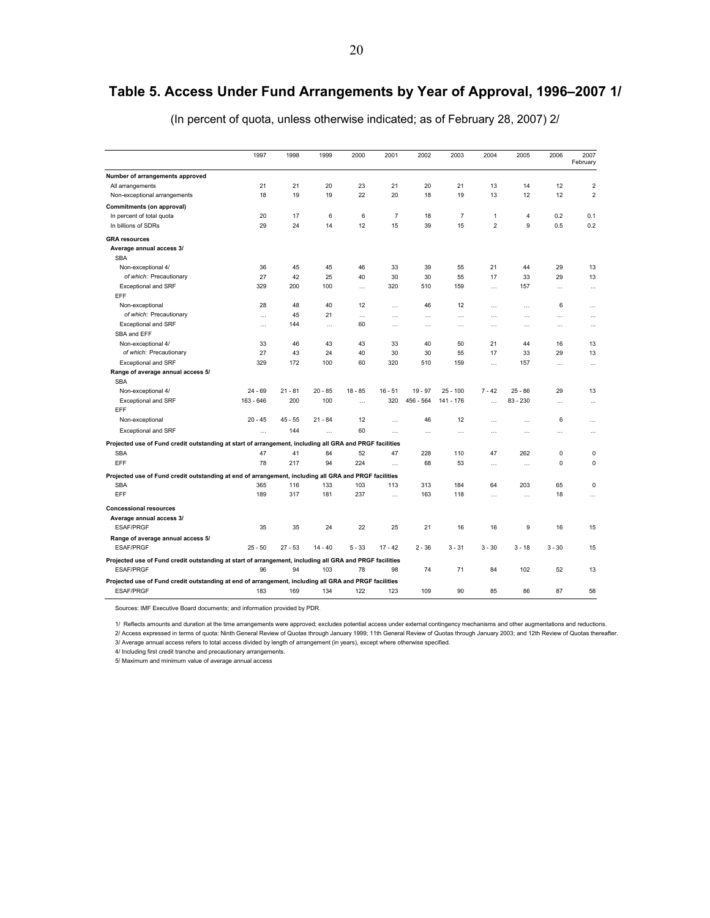## Table 5. Access Under Fund Arrangements by Year of Approval, 1996–2007 1/

(In percent of quota, unless otherwise indicated; as of February 28, 2007) 2/

| | 1997 | 1998 | 1999 | 2000 | 2001 | 2002 | 2003 | 2004 | 2005 | 2006 | 2007 February |
|---|---|---|---|---|---|---|---|---|---|---|---|
| **Number of arrangements approved** | | | | | | | | | | | |
| All arrangements | 21 | 21 | 20 | 23 | 21 | 20 | 21 | 13 | 14 | 12 | 2 |
| Non-exceptional arrangements | 18 | 19 | 19 | 22 | 20 | 18 | 19 | 13 | 12 | 12 | 2 |
| **Commitments (on approval)** | | | | | | | | | | | |
| In percent of total quota | 20 | 17 | 6 | 6 | 7 | 18 | 7 | 1 | 4 | 0.2 | 0.1 |
| In billions of SDRs | 29 | 24 | 14 | 12 | 15 | 39 | 15 | 2 | 9 | 0.5 | 0.2 |
| **GRA resources** | | | | | | | | | | | |
| **Average annual access 3/** | | | | | | | | | | | |
| SBA | | | | | | | | | | | |
| Non-exceptional 4/ | 36 | 45 | 45 | 46 | 33 | 39 | 55 | 21 | 44 | 29 | 13 |
| *of which:* Precautionary | 27 | 42 | 25 | 40 | 30 | 30 | 55 | 17 | 33 | 29 | 13 |
| Exceptional and SRF | 329 | 200 | 100 | … | 320 | 510 | 159 | … | 157 | … | … |
| EFF | | | | | | | | | | | |
| Non-exceptional | 28 | 48 | 40 | 12 | … | 46 | 12 | … | … | 6 | … |
| *of which:* Precautionary | … | 45 | 21 | … | … | … | … | … | … | … | … |
| Exceptional and SRF | … | 144 | … | 60 | … | … | … | … | … | … | … |
| SBA and EFF | | | | | | | | | | | |
| Non-exceptional 4/ | 33 | 46 | 43 | 43 | 33 | 40 | 50 | 21 | 44 | 16 | 13 |
| *of which:* Precautionary | 27 | 43 | 24 | 40 | 30 | 30 | 55 | 17 | 33 | 29 | 13 |
| Exceptional and SRF | 329 | 172 | 100 | 60 | 320 | 510 | 159 | … | 157 | … | … |
| **Range of average annual access 5/** | | | | | | | | | | | |
| SBA | | | | | | | | | | | |
| Non-exceptional 4/ | 24 - 69 | 21 - 81 | 20 - 85 | 18 - 85 | 16 - 51 | 19 - 97 | 25 - 100 | 7 - 42 | 25 - 86 | 29 | 13 |
| Exceptional and SRF | 163 - 646 | 200 | 100 | … | 320 | 456 - 564 | 141 - 176 | … | 83 - 230 | … | … |
| EFF | | | | | | | | | | | |
| Non-exceptional | 20 - 45 | 45 - 55 | 21 - 84 | 12 | … | 46 | 12 | … | … | 6 | … |
| Exceptional and SRF | … | 144 | … | 60 | … | … | … | … | … | … | … |
| **Projected use of Fund credit outstanding at start of arrangement, including all GRA and PRGF facilities** | | | | | | | | | | | |
| SBA | 47 | 41 | 84 | 52 | 47 | 228 | 110 | 47 | 262 | 0 | 0 |
| EFF | 78 | 217 | 94 | 224 | … | 68 | 53 | … | … | 0 | 0 |
| **Projected use of Fund credit outstanding at end of arrangement, including all GRA and PRGF facilities** | | | | | | | | | | | |
| SBA | 365 | 116 | 133 | 103 | 113 | 313 | 184 | 64 | 203 | 65 | 0 |
| EFF | 189 | 317 | 181 | 237 | … | 163 | 118 | … | … | 18 | … |
| **Concessional resources** | | | | | | | | | | | |
| **Average annual access 3/** | | | | | | | | | | | |
| ESAF/PRGF | 35 | 35 | 24 | 22 | 25 | 21 | 16 | 16 | 9 | 16 | 15 |
| **Range of average annual access 5/** | | | | | | | | | | | |
| ESAF/PRGF | 25 - 50 | 27 - 53 | 14 - 40 | 5 - 33 | 17 - 42 | 2 - 36 | 3 - 31 | 3 - 30 | 3 - 18 | 3 - 30 | 15 |
| **Projected use of Fund credit outstanding at start of arrangement, including all GRA and PRGF facilities** | | | | | | | | | | | |
| ESAF/PRGF | 96 | 94 | 103 | 78 | 98 | 74 | 71 | 84 | 102 | 52 | 13 |
| **Projected use of Fund credit outstanding at end of arrangement, including all GRA and PRGF facilities** | | | | | | | | | | | |
| ESAF/PRGF | 183 | 169 | 134 | 122 | 123 | 109 | 90 | 85 | 86 | 87 | 58 |

Sources: IMF Executive Board documents; and information provided by PDR.

1/ Reflects amounts and duration at the time arrangements were approved; excludes potential access under external contingency mechanisms and other augmentations and reductions.

2/ Access expressed in terms of quota: Ninth General Review of Quotas through January 1999; 11th General Review of Quotas through January 2003; and 12th Review of Quotas thereafter.

3/ Average annual access refers to total access divided by length of arrangement (in years), except where otherwise specified.

4/ Including first credit tranche and precautionary arrangements.

5/ Maximum and minimum value of average annual access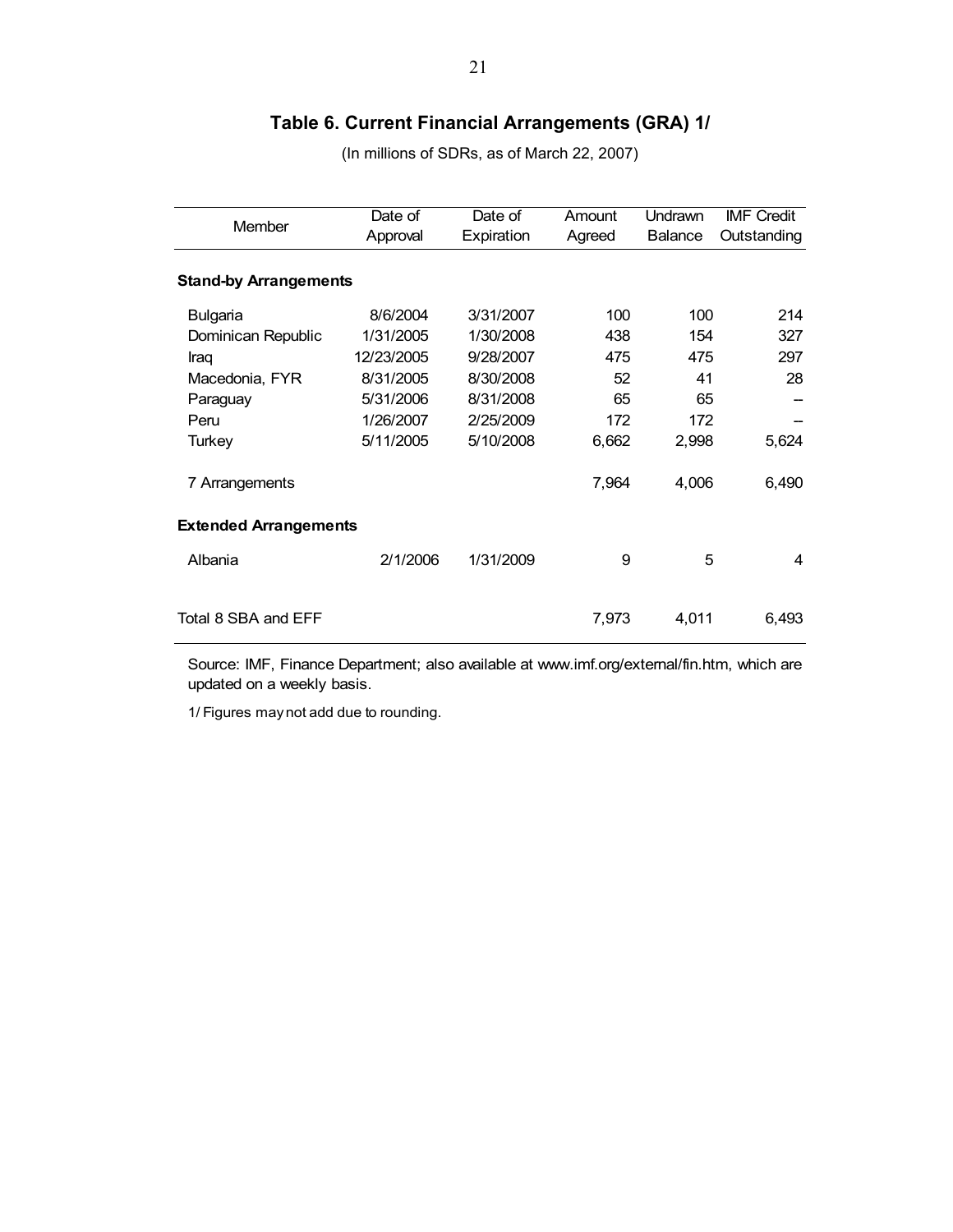## Table 6. Current Financial Arrangements (GRA) 1/

(In millions of SDRs, as of March 22, 2007)

| Member | Date of Approval | Date of Expiration | Amount Agreed | Undrawn Balance | IMF Credit Outstanding |
|---|---|---|---|---|---|
| **Stand-by Arrangements** | | | | | |
| Bulgaria | 8/6/2004 | 3/31/2007 | 100 | 100 | 214 |
| Dominican Republic | 1/31/2005 | 1/30/2008 | 438 | 154 | 327 |
| Iraq | 12/23/2005 | 9/28/2007 | 475 | 475 | 297 |
| Macedonia, FYR | 8/31/2005 | 8/30/2008 | 52 | 41 | 28 |
| Paraguay | 5/31/2006 | 8/31/2008 | 65 | 65 | -- |
| Peru | 1/26/2007 | 2/25/2009 | 172 | 172 | -- |
| Turkey | 5/11/2005 | 5/10/2008 | 6,662 | 2,998 | 5,624 |
| 7 Arrangements | | | 7,964 | 4,006 | 6,490 |
| **Extended Arrangements** | | | | | |
| Albania | 2/1/2006 | 1/31/2009 | 9 | 5 | 4 |
| Total 8 SBA and EFF | | | 7,973 | 4,011 | 6,493 |

Source: IMF, Finance Department; also available at www.imf.org/external/fin.htm, which are updated on a weekly basis.

1/ Figures may not add due to rounding.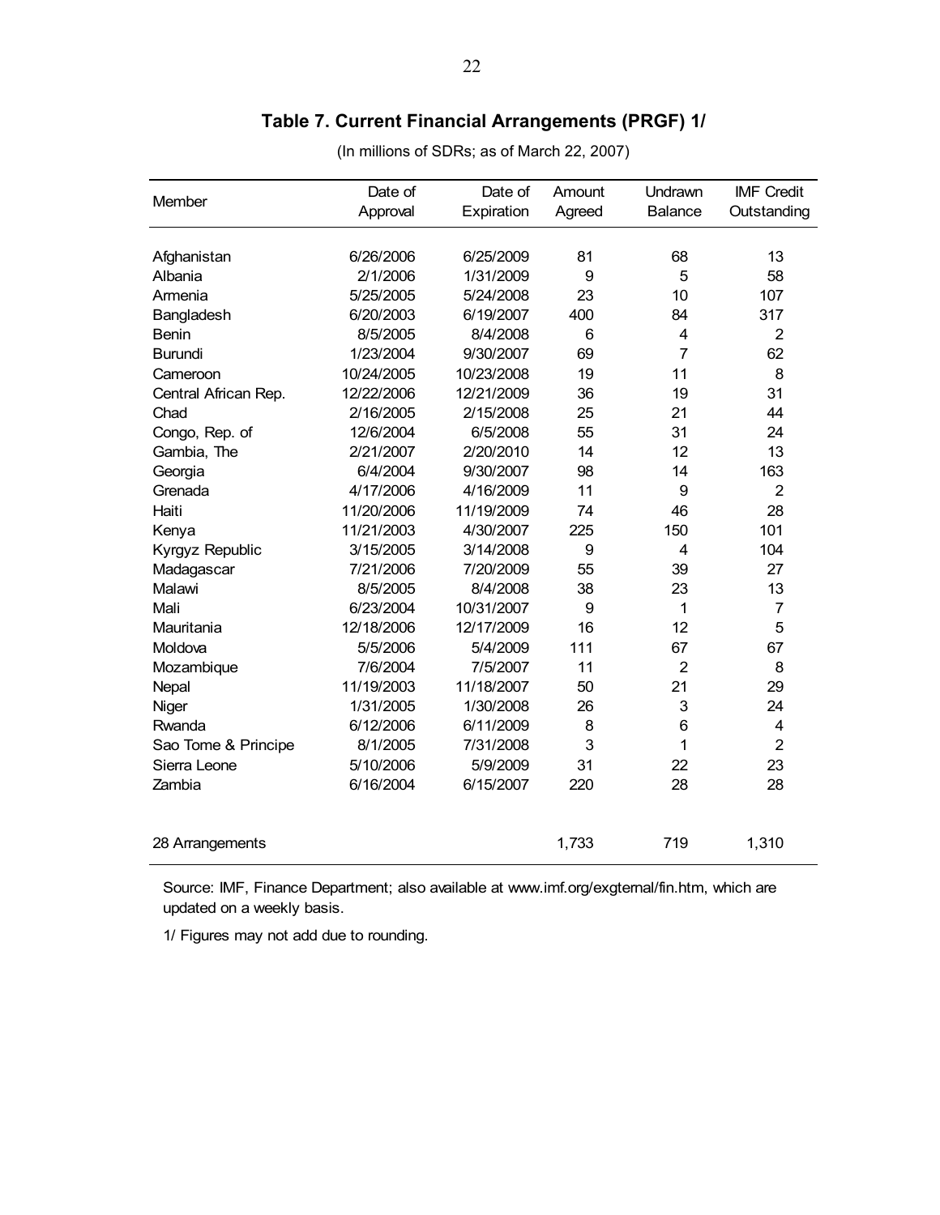## Table 7. Current Financial Arrangements (PRGF) 1/

(In millions of SDRs; as of March 22, 2007)

| Member | Date of Approval | Date of Expiration | Amount Agreed | Undrawn Balance | IMF Credit Outstanding |
|---|---|---|---|---|---|
| Afghanistan | 6/26/2006 | 6/25/2009 | 81 | 68 | 13 |
| Albania | 2/1/2006 | 1/31/2009 | 9 | 5 | 58 |
| Armenia | 5/25/2005 | 5/24/2008 | 23 | 10 | 107 |
| Bangladesh | 6/20/2003 | 6/19/2007 | 400 | 84 | 317 |
| Benin | 8/5/2005 | 8/4/2008 | 6 | 4 | 2 |
| Burundi | 1/23/2004 | 9/30/2007 | 69 | 7 | 62 |
| Cameroon | 10/24/2005 | 10/23/2008 | 19 | 11 | 8 |
| Central African Rep. | 12/22/2006 | 12/21/2009 | 36 | 19 | 31 |
| Chad | 2/16/2005 | 2/15/2008 | 25 | 21 | 44 |
| Congo, Rep. of | 12/6/2004 | 6/5/2008 | 55 | 31 | 24 |
| Gambia, The | 2/21/2007 | 2/20/2010 | 14 | 12 | 13 |
| Georgia | 6/4/2004 | 9/30/2007 | 98 | 14 | 163 |
| Grenada | 4/17/2006 | 4/16/2009 | 11 | 9 | 2 |
| Haiti | 11/20/2006 | 11/19/2009 | 74 | 46 | 28 |
| Kenya | 11/21/2003 | 4/30/2007 | 225 | 150 | 101 |
| Kyrgyz Republic | 3/15/2005 | 3/14/2008 | 9 | 4 | 104 |
| Madagascar | 7/21/2006 | 7/20/2009 | 55 | 39 | 27 |
| Malawi | 8/5/2005 | 8/4/2008 | 38 | 23 | 13 |
| Mali | 6/23/2004 | 10/31/2007 | 9 | 1 | 7 |
| Mauritania | 12/18/2006 | 12/17/2009 | 16 | 12 | 5 |
| Moldova | 5/5/2006 | 5/4/2009 | 111 | 67 | 67 |
| Mozambique | 7/6/2004 | 7/5/2007 | 11 | 2 | 8 |
| Nepal | 11/19/2003 | 11/18/2007 | 50 | 21 | 29 |
| Niger | 1/31/2005 | 1/30/2008 | 26 | 3 | 24 |
| Rwanda | 6/12/2006 | 6/11/2009 | 8 | 6 | 4 |
| Sao Tome & Principe | 8/1/2005 | 7/31/2008 | 3 | 1 | 2 |
| Sierra Leone | 5/10/2006 | 5/9/2009 | 31 | 22 | 23 |
| Zambia | 6/16/2004 | 6/15/2007 | 220 | 28 | 28 |
| 28 Arrangements | | | 1,733 | 719 | 1,310 |

Source: IMF, Finance Department; also available at www.imf.org/exgternal/fin.htm, which are updated on a weekly basis.

1/ Figures may not add due to rounding.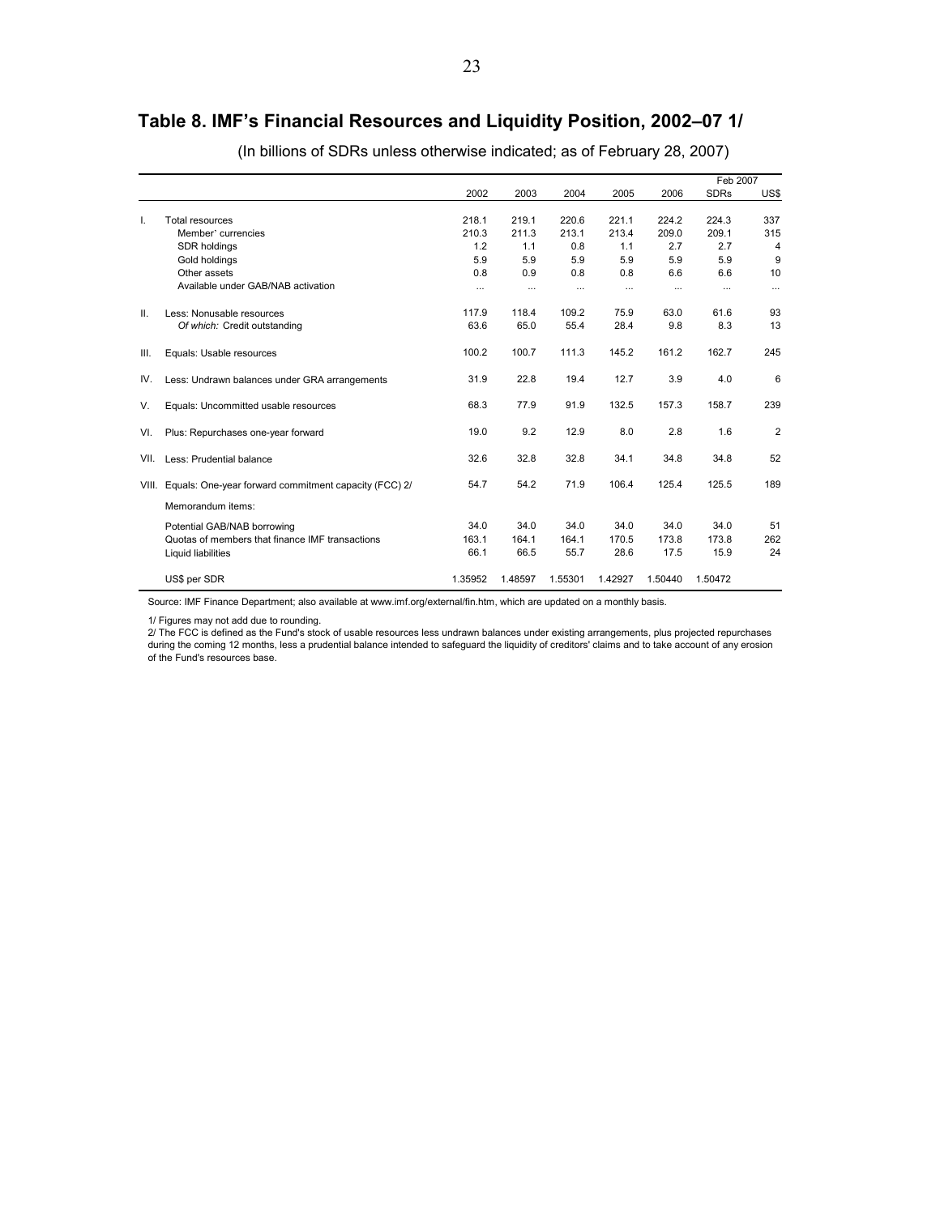## Table 8. IMF's Financial Resources and Liquidity Position, 2002–07 1/

(In billions of SDRs unless otherwise indicated; as of February 28, 2007)

| | | 2002 | 2003 | 2004 | 2005 | 2006 | Feb 2007 SDRs | Feb 2007 US$ |
|---|---|---|---|---|---|---|---|---|
| I. | Total resources | 218.1 | 219.1 | 220.6 | 221.1 | 224.2 | 224.3 | 337 |
| | Member` currencies | 210.3 | 211.3 | 213.1 | 213.4 | 209.0 | 209.1 | 315 |
| | SDR holdings | 1.2 | 1.1 | 0.8 | 1.1 | 2.7 | 2.7 | 4 |
| | Gold holdings | 5.9 | 5.9 | 5.9 | 5.9 | 5.9 | 5.9 | 9 |
| | Other assets | 0.8 | 0.9 | 0.8 | 0.8 | 6.6 | 6.6 | 10 |
| | Available under GAB/NAB activation | ... | ... | ... | ... | ... | ... | ... |
| II. | Less: Nonusable resources | 117.9 | 118.4 | 109.2 | 75.9 | 63.0 | 61.6 | 93 |
| | *Of which:* Credit outstanding | 63.6 | 65.0 | 55.4 | 28.4 | 9.8 | 8.3 | 13 |
| III. | Equals: Usable resources | 100.2 | 100.7 | 111.3 | 145.2 | 161.2 | 162.7 | 245 |
| IV. | Less: Undrawn balances under GRA arrangements | 31.9 | 22.8 | 19.4 | 12.7 | 3.9 | 4.0 | 6 |
| V. | Equals: Uncommitted usable resources | 68.3 | 77.9 | 91.9 | 132.5 | 157.3 | 158.7 | 239 |
| VI. | Plus: Repurchases one-year forward | 19.0 | 9.2 | 12.9 | 8.0 | 2.8 | 1.6 | 2 |
| VII. | Less: Prudential balance | 32.6 | 32.8 | 32.8 | 34.1 | 34.8 | 34.8 | 52 |
| VIII. | Equals: One-year forward commitment capacity (FCC) 2/ | 54.7 | 54.2 | 71.9 | 106.4 | 125.4 | 125.5 | 189 |
| | Memorandum items: | | | | | | | |
| | Potential GAB/NAB borrowing | 34.0 | 34.0 | 34.0 | 34.0 | 34.0 | 34.0 | 51 |
| | Quotas of members that finance IMF transactions | 163.1 | 164.1 | 164.1 | 170.5 | 173.8 | 173.8 | 262 |
| | Liquid liabilities | 66.1 | 66.5 | 55.7 | 28.6 | 17.5 | 15.9 | 24 |
| | US$ per SDR | 1.35952 | 1.48597 | 1.55301 | 1.42927 | 1.50440 | 1.50472 | |

Source: IMF Finance Department; also available at www.imf.org/external/fin.htm, which are updated on a monthly basis.

1/ Figures may not add due to rounding.

2/ The FCC is defined as the Fund's stock of usable resources less undrawn balances under existing arrangements, plus projected repurchases during the coming 12 months, less a prudential balance intended to safeguard the liquidity of creditors' claims and to take account of any erosion of the Fund's resources base.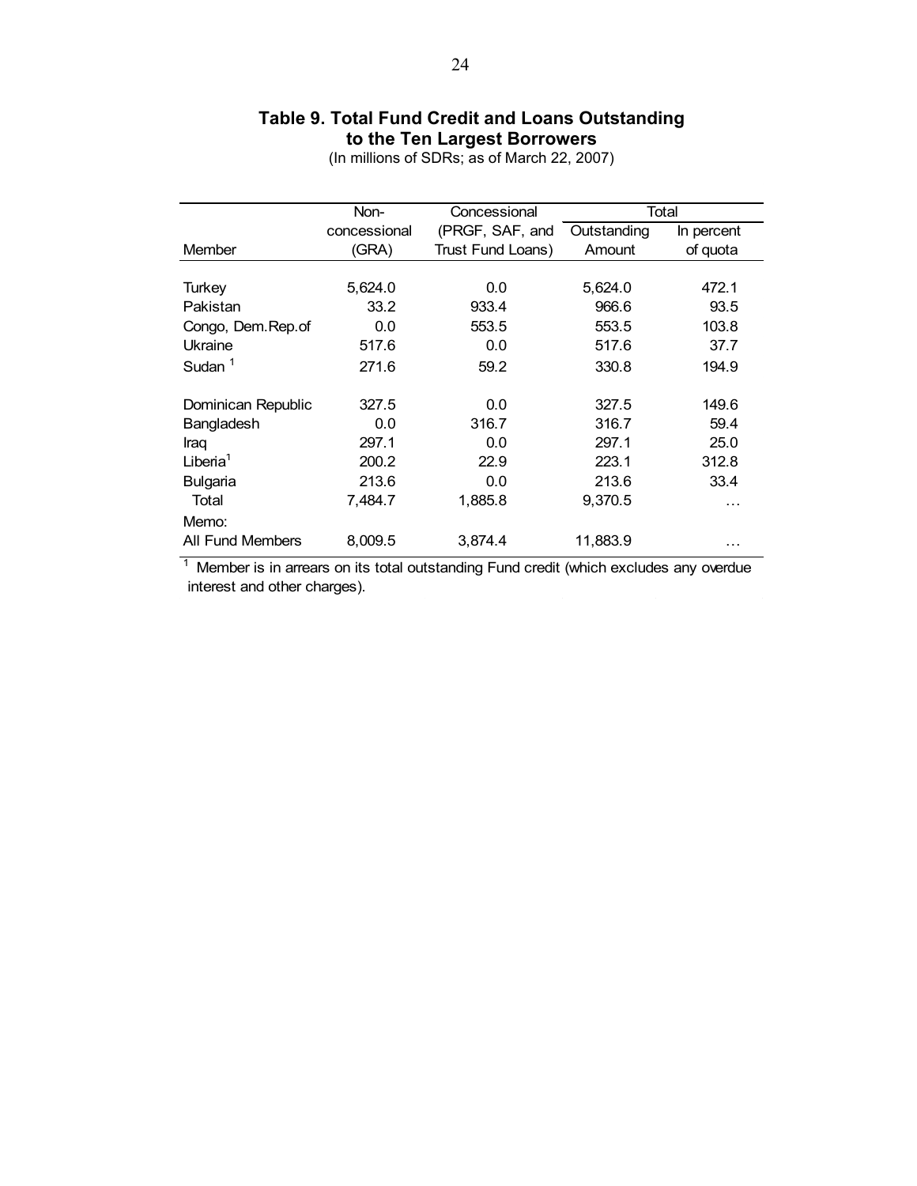### Table 9. Total Fund Credit and Loans Outstanding to the Ten Largest Borrowers

(In millions of SDRs; as of March 22, 2007)

| Member | Non-concessional (GRA) | Concessional (PRGF, SAF, and Trust Fund Loans) | Total | |
|---|---|---|---|---|
| | | | Outstanding Amount | In percent of quota |
| Turkey | 5,624.0 | 0.0 | 5,624.0 | 472.1 |
| Pakistan | 33.2 | 933.4 | 966.6 | 93.5 |
| Congo, Dem.Rep.of | 0.0 | 553.5 | 553.5 | 103.8 |
| Ukraine | 517.6 | 0.0 | 517.6 | 37.7 |
| Sudan [1] | 271.6 | 59.2 | 330.8 | 194.9 |
| Dominican Republic | 327.5 | 0.0 | 327.5 | 149.6 |
| Bangladesh | 0.0 | 316.7 | 316.7 | 59.4 |
| Iraq | 297.1 | 0.0 | 297.1 | 25.0 |
| Liberia[1] | 200.2 | 22.9 | 223.1 | 312.8 |
| Bulgaria | 213.6 | 0.0 | 213.6 | 33.4 |
| Total | 7,484.7 | 1,885.8 | 9,370.5 | … |
| Memo: | | | | |
| All Fund Members | 8,009.5 | 3,874.4 | 11,883.9 | … |

[1] Member is in arrears on its total outstanding Fund credit (which excludes any overdue interest and other charges).